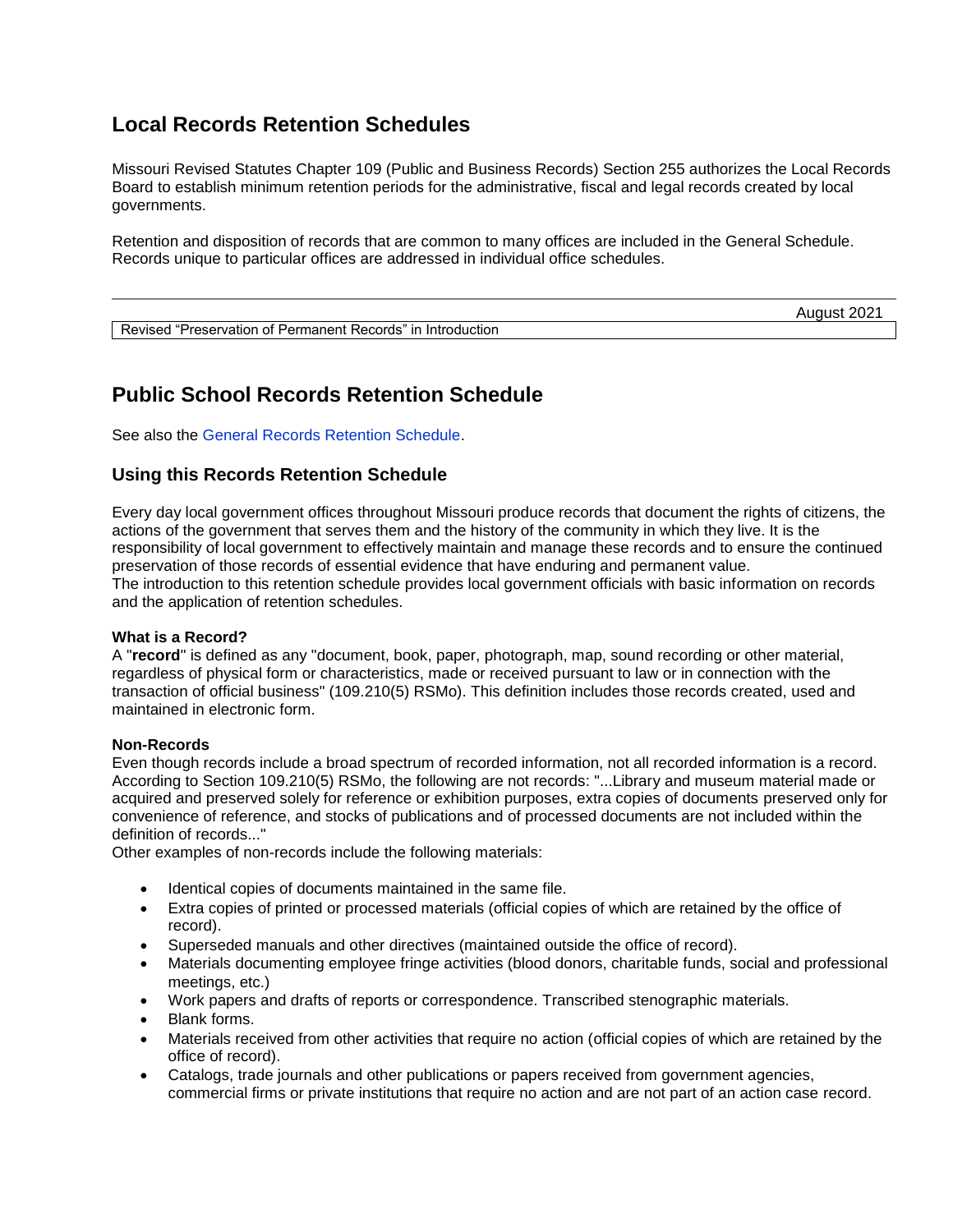## Local Records Retention Schedules

Missouri Revised Statutes Chapter 109 (Public and Business Records) Section 255 authorizes the Local Records Board to establish minimum retention periods for the administrative, fiscal and legal records created by local governments.

Retention and disposition of records that are common to many offices are included in the General Schedule. Records unique to particular offices are addressed in individual office schedules.

---

| August 2021 |
| --- |
| Revised "Preservation of Permanent Records" in Introduction |

## Public School Records Retention Schedule

See also the General Records Retention Schedule.

### Using this Records Retention Schedule

Every day local government offices throughout Missouri produce records that document the rights of citizens, the actions of the government that serves them and the history of the community in which they live. It is the responsibility of local government to effectively maintain and manage these records and to ensure the continued preservation of those records of essential evidence that have enduring and permanent value.
The introduction to this retention schedule provides local government officials with basic information on records and the application of retention schedules.

**What is a Record?**
A "**record**" is defined as any "document, book, paper, photograph, map, sound recording or other material, regardless of physical form or characteristics, made or received pursuant to law or in connection with the transaction of official business" (109.210(5) RSMo). This definition includes those records created, used and maintained in electronic form.

**Non-Records**
Even though records include a broad spectrum of recorded information, not all recorded information is a record. According to Section 109.210(5) RSMo, the following are not records: "...Library and museum material made or acquired and preserved solely for reference or exhibition purposes, extra copies of documents preserved only for convenience of reference, and stocks of publications and of processed documents are not included within the definition of records..."
Other examples of non-records include the following materials:

- Identical copies of documents maintained in the same file.
- Extra copies of printed or processed materials (official copies of which are retained by the office of record).
- Superseded manuals and other directives (maintained outside the office of record).
- Materials documenting employee fringe activities (blood donors, charitable funds, social and professional meetings, etc.)
- Work papers and drafts of reports or correspondence. Transcribed stenographic materials.
- Blank forms.
- Materials received from other activities that require no action (official copies of which are retained by the office of record).
- Catalogs, trade journals and other publications or papers received from government agencies, commercial firms or private institutions that require no action and are not part of an action case record.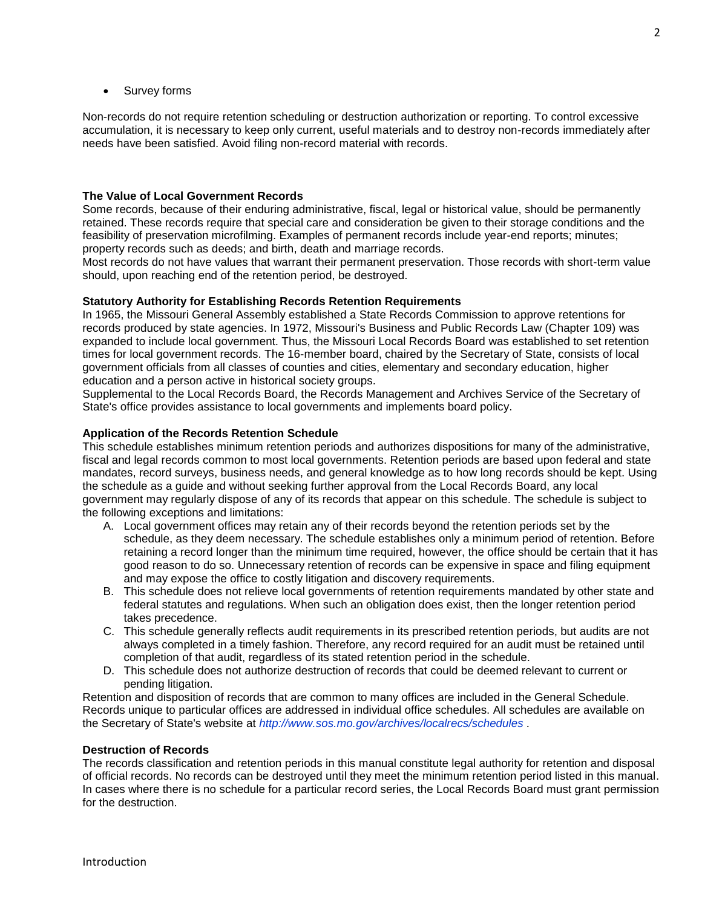- Survey forms

Non-records do not require retention scheduling or destruction authorization or reporting. To control excessive accumulation, it is necessary to keep only current, useful materials and to destroy non-records immediately after needs have been satisfied. Avoid filing non-record material with records.

**The Value of Local Government Records**

Some records, because of their enduring administrative, fiscal, legal or historical value, should be permanently retained. These records require that special care and consideration be given to their storage conditions and the feasibility of preservation microfilming. Examples of permanent records include year-end reports; minutes; property records such as deeds; and birth, death and marriage records.

Most records do not have values that warrant their permanent preservation. Those records with short-term value should, upon reaching end of the retention period, be destroyed.

**Statutory Authority for Establishing Records Retention Requirements**

In 1965, the Missouri General Assembly established a State Records Commission to approve retentions for records produced by state agencies. In 1972, Missouri's Business and Public Records Law (Chapter 109) was expanded to include local government. Thus, the Missouri Local Records Board was established to set retention times for local government records. The 16-member board, chaired by the Secretary of State, consists of local government officials from all classes of counties and cities, elementary and secondary education, higher education and a person active in historical society groups.

Supplemental to the Local Records Board, the Records Management and Archives Service of the Secretary of State's office provides assistance to local governments and implements board policy.

**Application of the Records Retention Schedule**

This schedule establishes minimum retention periods and authorizes dispositions for many of the administrative, fiscal and legal records common to most local governments. Retention periods are based upon federal and state mandates, record surveys, business needs, and general knowledge as to how long records should be kept. Using the schedule as a guide and without seeking further approval from the Local Records Board, any local government may regularly dispose of any of its records that appear on this schedule. The schedule is subject to the following exceptions and limitations:

A. Local government offices may retain any of their records beyond the retention periods set by the schedule, as they deem necessary. The schedule establishes only a minimum period of retention. Before retaining a record longer than the minimum time required, however, the office should be certain that it has good reason to do so. Unnecessary retention of records can be expensive in space and filing equipment and may expose the office to costly litigation and discovery requirements.
B. This schedule does not relieve local governments of retention requirements mandated by other state and federal statutes and regulations. When such an obligation does exist, then the longer retention period takes precedence.
C. This schedule generally reflects audit requirements in its prescribed retention periods, but audits are not always completed in a timely fashion. Therefore, any record required for an audit must be retained until completion of that audit, regardless of its stated retention period in the schedule.
D. This schedule does not authorize destruction of records that could be deemed relevant to current or pending litigation.

Retention and disposition of records that are common to many offices are included in the General Schedule. Records unique to particular offices are addressed in individual office schedules. All schedules are available on the Secretary of State's website at *http://www.sos.mo.gov/archives/localrecs/schedules* .

**Destruction of Records**

The records classification and retention periods in this manual constitute legal authority for retention and disposal of official records. No records can be destroyed until they meet the minimum retention period listed in this manual. In cases where there is no schedule for a particular record series, the Local Records Board must grant permission for the destruction.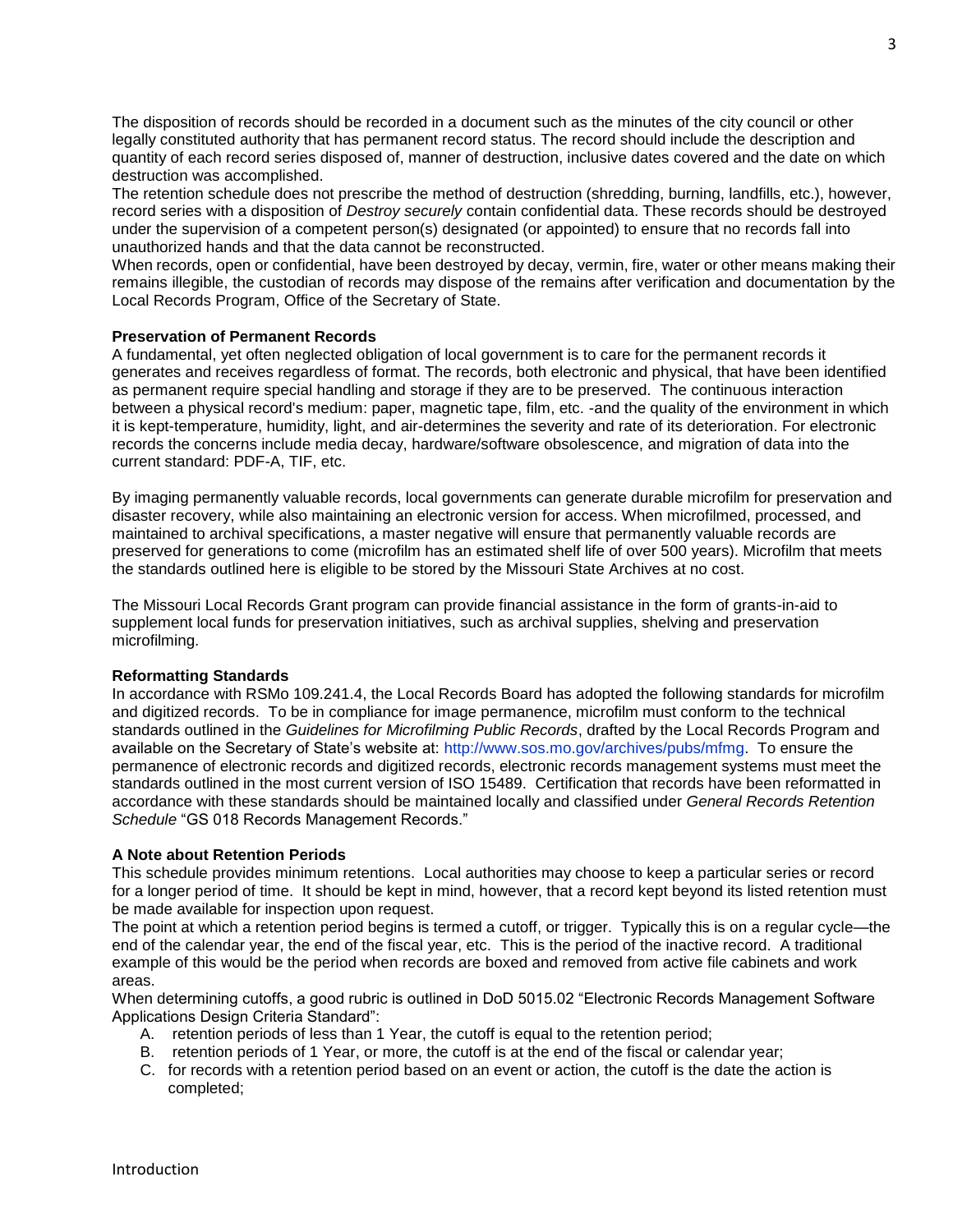The disposition of records should be recorded in a document such as the minutes of the city council or other legally constituted authority that has permanent record status. The record should include the description and quantity of each record series disposed of, manner of destruction, inclusive dates covered and the date on which destruction was accomplished.

The retention schedule does not prescribe the method of destruction (shredding, burning, landfills, etc.), however, record series with a disposition of *Destroy securely* contain confidential data. These records should be destroyed under the supervision of a competent person(s) designated (or appointed) to ensure that no records fall into unauthorized hands and that the data cannot be reconstructed.

When records, open or confidential, have been destroyed by decay, vermin, fire, water or other means making their remains illegible, the custodian of records may dispose of the remains after verification and documentation by the Local Records Program, Office of the Secretary of State.

**Preservation of Permanent Records**

A fundamental, yet often neglected obligation of local government is to care for the permanent records it generates and receives regardless of format. The records, both electronic and physical, that have been identified as permanent require special handling and storage if they are to be preserved. The continuous interaction between a physical record's medium: paper, magnetic tape, film, etc. -and the quality of the environment in which it is kept-temperature, humidity, light, and air-determines the severity and rate of its deterioration. For electronic records the concerns include media decay, hardware/software obsolescence, and migration of data into the current standard: PDF-A, TIF, etc.

By imaging permanently valuable records, local governments can generate durable microfilm for preservation and disaster recovery, while also maintaining an electronic version for access. When microfilmed, processed, and maintained to archival specifications, a master negative will ensure that permanently valuable records are preserved for generations to come (microfilm has an estimated shelf life of over 500 years). Microfilm that meets the standards outlined here is eligible to be stored by the Missouri State Archives at no cost.

The Missouri Local Records Grant program can provide financial assistance in the form of grants-in-aid to supplement local funds for preservation initiatives, such as archival supplies, shelving and preservation microfilming.

**Reformatting Standards**

In accordance with RSMo 109.241.4, the Local Records Board has adopted the following standards for microfilm and digitized records. To be in compliance for image permanence, microfilm must conform to the technical standards outlined in the *Guidelines for Microfilming Public Records*, drafted by the Local Records Program and available on the Secretary of State's website at: http://www.sos.mo.gov/archives/pubs/mfmg. To ensure the permanence of electronic records and digitized records, electronic records management systems must meet the standards outlined in the most current version of ISO 15489. Certification that records have been reformatted in accordance with these standards should be maintained locally and classified under *General Records Retention Schedule* "GS 018 Records Management Records."

**A Note about Retention Periods**

This schedule provides minimum retentions. Local authorities may choose to keep a particular series or record for a longer period of time. It should be kept in mind, however, that a record kept beyond its listed retention must be made available for inspection upon request.

The point at which a retention period begins is termed a cutoff, or trigger. Typically this is on a regular cycle—the end of the calendar year, the end of the fiscal year, etc. This is the period of the inactive record. A traditional example of this would be the period when records are boxed and removed from active file cabinets and work areas.

When determining cutoffs, a good rubric is outlined in DoD 5015.02 "Electronic Records Management Software Applications Design Criteria Standard":

A. retention periods of less than 1 Year, the cutoff is equal to the retention period;
B. retention periods of 1 Year, or more, the cutoff is at the end of the fiscal or calendar year;
C. for records with a retention period based on an event or action, the cutoff is the date the action is completed;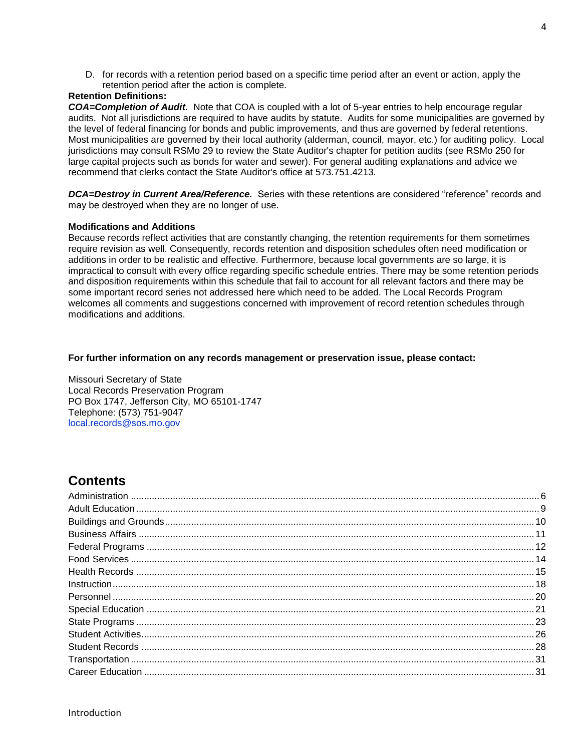D. for records with a retention period based on a specific time period after an event or action, apply the retention period after the action is complete.

**Retention Definitions:**

***COA=Completion of Audit***. Note that COA is coupled with a lot of 5-year entries to help encourage regular audits. Not all jurisdictions are required to have audits by statute. Audits for some municipalities are governed by the level of federal financing for bonds and public improvements, and thus are governed by federal retentions. Most municipalities are governed by their local authority (alderman, council, mayor, etc.) for auditing policy. Local jurisdictions may consult RSMo 29 to review the State Auditor's chapter for petition audits (see RSMo 250 for large capital projects such as bonds for water and sewer). For general auditing explanations and advice we recommend that clerks contact the State Auditor's office at 573.751.4213.

***DCA=Destroy in Current Area/Reference.*** Series with these retentions are considered "reference" records and may be destroyed when they are no longer of use.

**Modifications and Additions**

Because records reflect activities that are constantly changing, the retention requirements for them sometimes require revision as well. Consequently, records retention and disposition schedules often need modification or additions in order to be realistic and effective. Furthermore, because local governments are so large, it is impractical to consult with every office regarding specific schedule entries. There may be some retention periods and disposition requirements within this schedule that fail to account for all relevant factors and there may be some important record series not addressed here which need to be added. The Local Records Program welcomes all comments and suggestions concerned with improvement of record retention schedules through modifications and additions.

**For further information on any records management or preservation issue, please contact:**

Missouri Secretary of State
Local Records Preservation Program
PO Box 1747, Jefferson City, MO 65101-1747
Telephone: (573) 751-9047
local.records@sos.mo.gov

## Contents

Administration ........ 6
Adult Education ........ 9
Buildings and Grounds ........ 10
Business Affairs ........ 11
Federal Programs ........ 12
Food Services ........ 14
Health Records ........ 15
Instruction ........ 18
Personnel ........ 20
Special Education ........ 21
State Programs ........ 23
Student Activities ........ 26
Student Records ........ 28
Transportation ........ 31
Career Education ........ 31

Introduction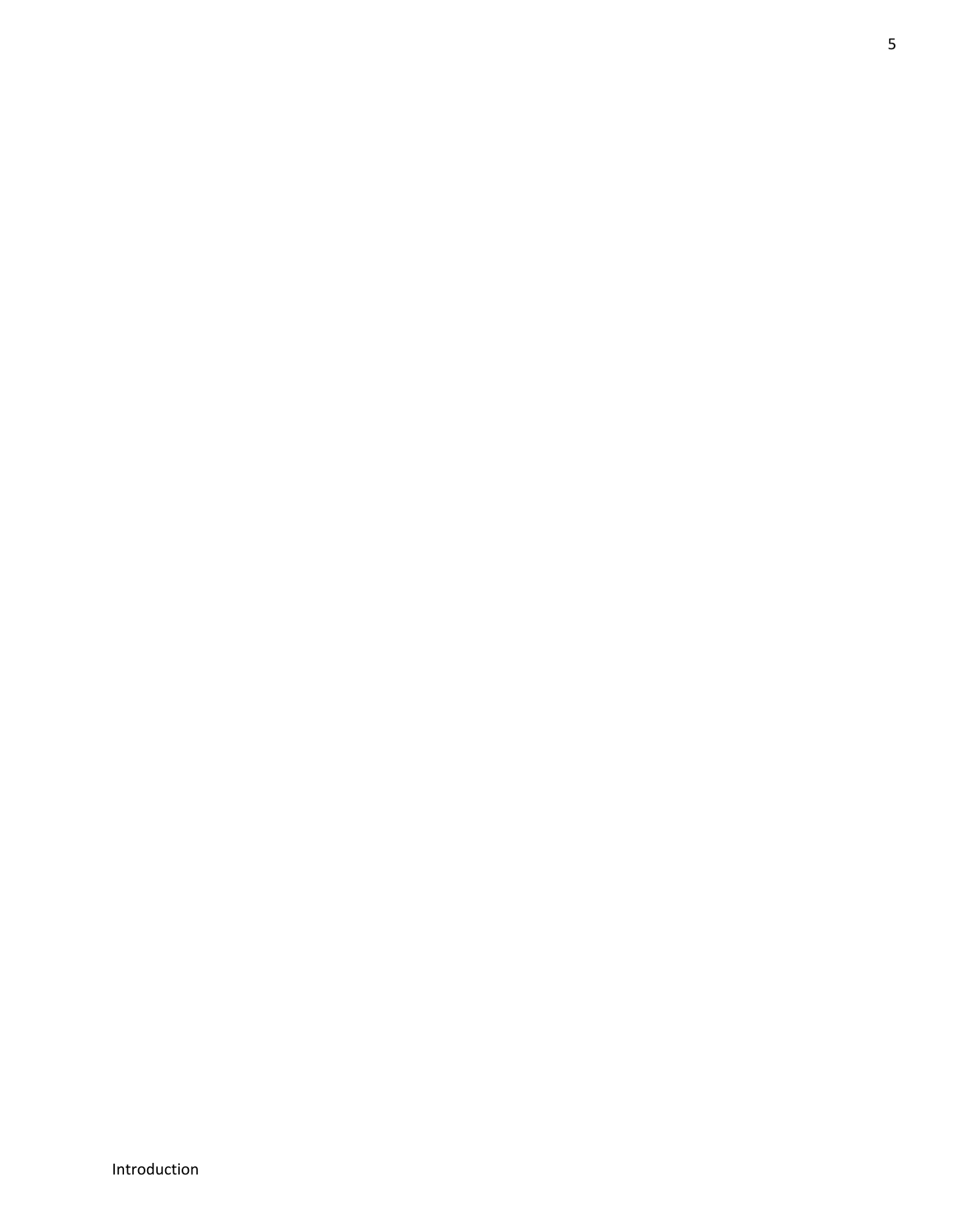Introduction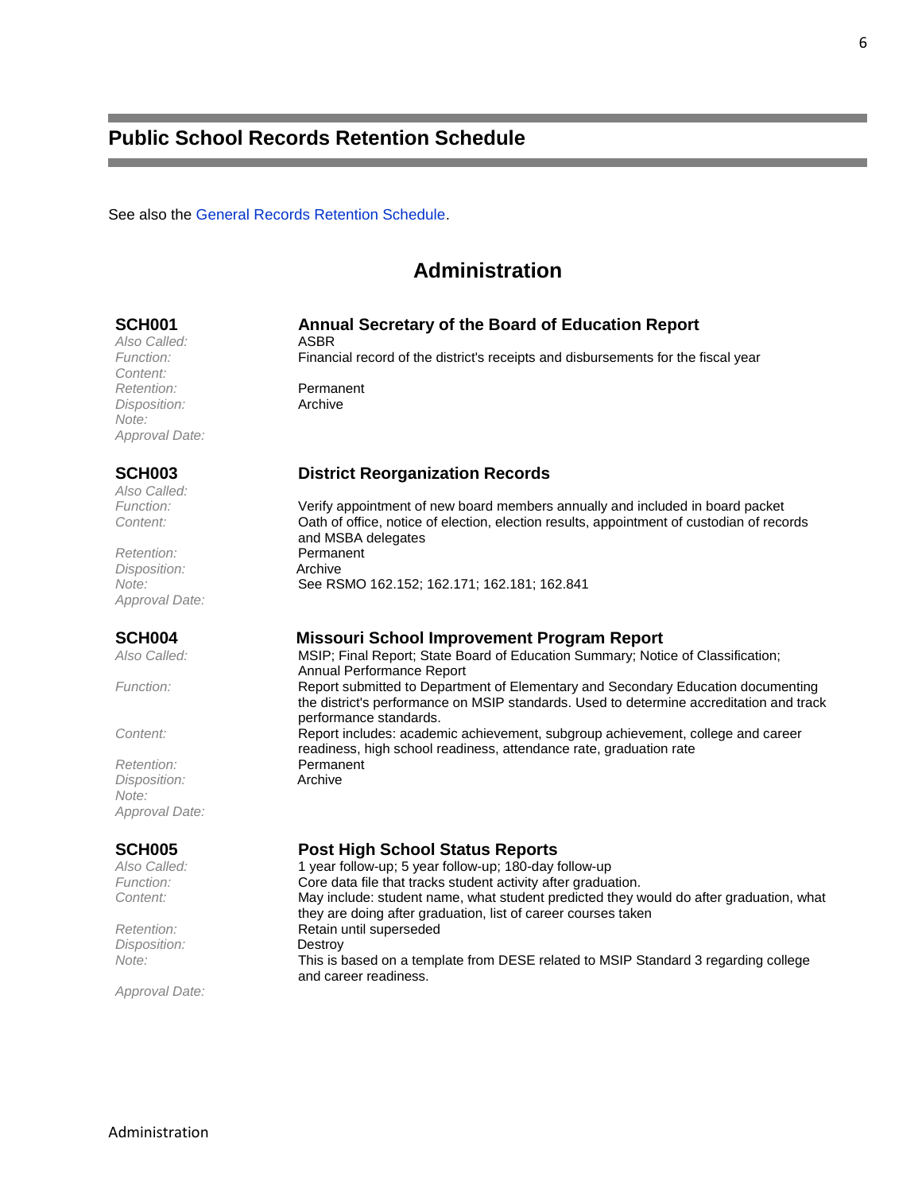# Public School Records Retention Schedule

See also the General Records Retention Schedule.

## Administration

### SCH001 Annual Secretary of the Board of Education Report

*Also Called:* ASBR
*Function:* Financial record of the district's receipts and disbursements for the fiscal year
*Content:*
*Retention:* Permanent
*Disposition:* Archive
*Note:*
*Approval Date:*

### SCH003 District Reorganization Records

*Also Called:*
*Function:* Verify appointment of new board members annually and included in board packet
*Content:* Oath of office, notice of election, election results, appointment of custodian of records and MSBA delegates
*Retention:* Permanent
*Disposition:* Archive
*Note:* See RSMO 162.152; 162.171; 162.181; 162.841
*Approval Date:*

### SCH004 Missouri School Improvement Program Report

*Also Called:* MSIP; Final Report; State Board of Education Summary; Notice of Classification; Annual Performance Report
*Function:* Report submitted to Department of Elementary and Secondary Education documenting the district's performance on MSIP standards. Used to determine accreditation and track performance standards.
*Content:* Report includes: academic achievement, subgroup achievement, college and career readiness, high school readiness, attendance rate, graduation rate
*Retention:* Permanent
*Disposition:* Archive
*Note:*
*Approval Date:*

### SCH005 Post High School Status Reports

*Also Called:* 1 year follow-up; 5 year follow-up; 180-day follow-up
*Function:* Core data file that tracks student activity after graduation.
*Content:* May include: student name, what student predicted they would do after graduation, what they are doing after graduation, list of career courses taken
*Retention:* Retain until superseded
*Disposition:* Destroy
*Note:* This is based on a template from DESE related to MSIP Standard 3 regarding college and career readiness.
*Approval Date:*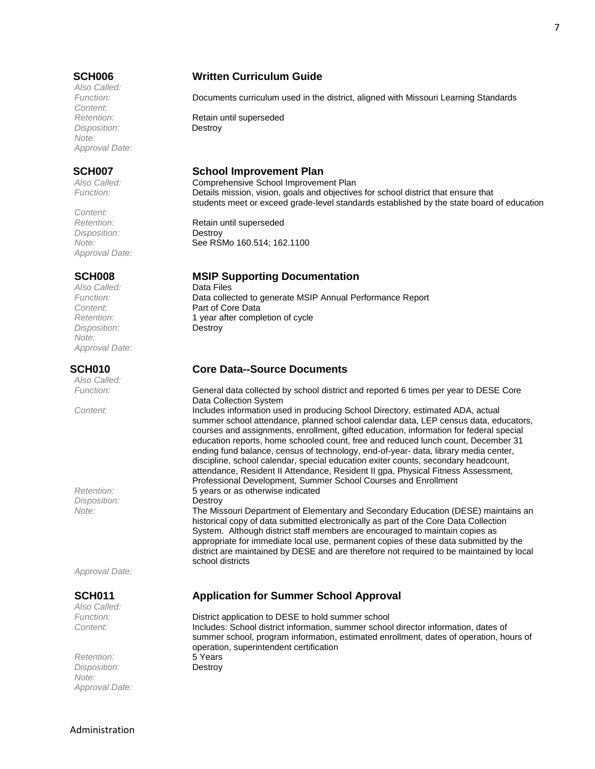## SCH006 Written Curriculum Guide

*Also Called:*
*Function:* Documents curriculum used in the district, aligned with Missouri Learning Standards
*Content:*
*Retention:* Retain until superseded
*Disposition:* Destroy
*Note:*
*Approval Date:*

## SCH007 School Improvement Plan

*Also Called:* Comprehensive School Improvement Plan
*Function:* Details mission, vision, goals and objectives for school district that ensure that students meet or exceed grade-level standards established by the state board of education
*Content:*
*Retention:* Retain until superseded
*Disposition:* Destroy
*Note:* See RSMo 160.514; 162.1100
*Approval Date:*

## SCH008 MSIP Supporting Documentation

*Also Called:* Data Files
*Function:* Data collected to generate MSIP Annual Performance Report
*Content:* Part of Core Data
*Retention:* 1 year after completion of cycle
*Disposition:* Destroy
*Note:*
*Approval Date:*

## SCH010 Core Data--Source Documents

*Also Called:*
*Function:* General data collected by school district and reported 6 times per year to DESE Core Data Collection System
*Content:* Includes information used in producing School Directory, estimated ADA, actual summer school attendance, planned school calendar data, LEP census data, educators, courses and assignments, enrollment, gifted education, information for federal special education reports, home schooled count, free and reduced lunch count, December 31 ending fund balance, census of technology, end-of-year- data, library media center, discipline, school calendar, special education exiter counts, secondary headcount, attendance, Resident II Attendance, Resident II gpa, Physical Fitness Assessment, Professional Development, Summer School Courses and Enrollment
*Retention:* 5 years or as otherwise indicated
*Disposition:* Destroy
*Note:* The Missouri Department of Elementary and Secondary Education (DESE) maintains an historical copy of data submitted electronically as part of the Core Data Collection System. Although district staff members are encouraged to maintain copies as appropriate for immediate local use, permanent copies of these data submitted by the district are maintained by DESE and are therefore not required to be maintained by local school districts
*Approval Date:*

## SCH011 Application for Summer School Approval

*Also Called:*
*Function:* District application to DESE to hold summer school
*Content:* Includes: School district information, summer school director information, dates of summer school, program information, estimated enrollment, dates of operation, hours of operation, superintendent certification
*Retention:* 5 Years
*Disposition:* Destroy
*Note:*
*Approval Date:*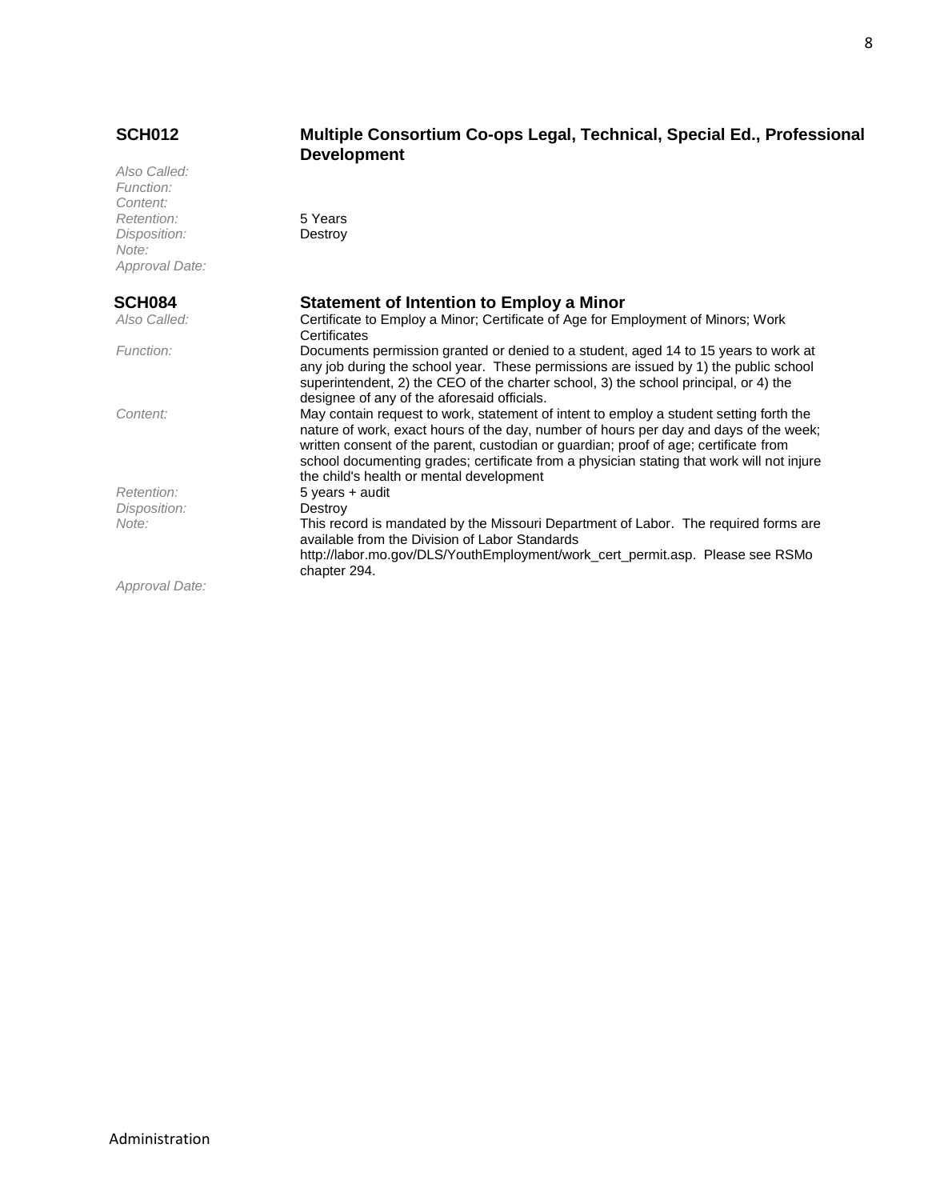## SCH012 Multiple Consortium Co-ops Legal, Technical, Special Ed., Professional Development

*Also Called:*
*Function:*
*Content:*
*Retention:* 5 Years
*Disposition:* Destroy
*Note:*
*Approval Date:*

## SCH084 Statement of Intention to Employ a Minor

*Also Called:* Certificate to Employ a Minor; Certificate of Age for Employment of Minors; Work Certificates

*Function:* Documents permission granted or denied to a student, aged 14 to 15 years to work at any job during the school year. These permissions are issued by 1) the public school superintendent, 2) the CEO of the charter school, 3) the school principal, or 4) the designee of any of the aforesaid officials.

*Content:* May contain request to work, statement of intent to employ a student setting forth the nature of work, exact hours of the day, number of hours per day and days of the week; written consent of the parent, custodian or guardian; proof of age; certificate from school documenting grades; certificate from a physician stating that work will not injure the child's health or mental development

*Retention:* 5 years + audit

*Disposition:* Destroy

*Note:* This record is mandated by the Missouri Department of Labor. The required forms are available from the Division of Labor Standards http://labor.mo.gov/DLS/YouthEmployment/work_cert_permit.asp. Please see RSMo chapter 294.

*Approval Date:*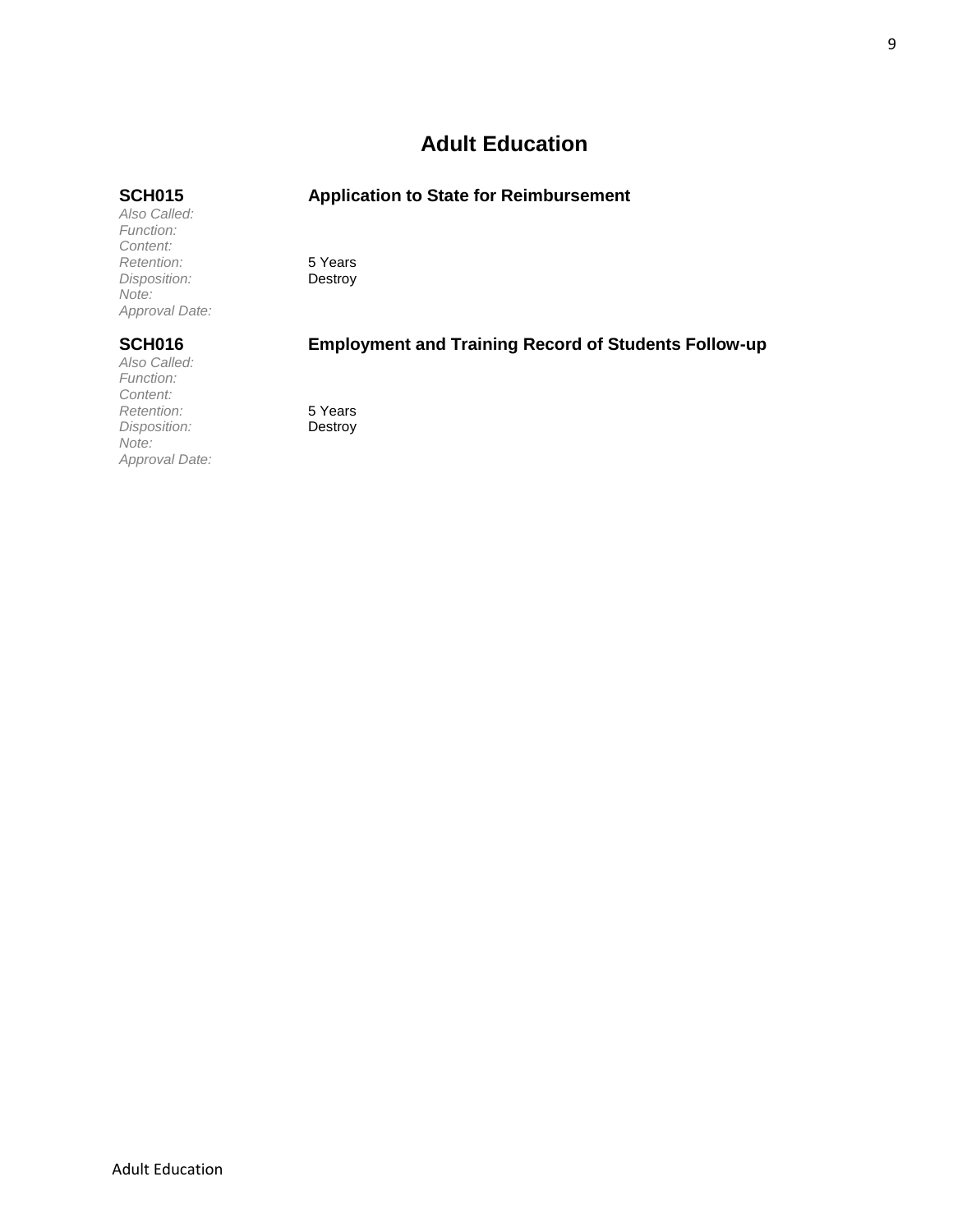# Adult Education

### SCH015 — Application to State for Reimbursement

*Also Called:*
*Function:*
*Content:*
*Retention:* 5 Years
*Disposition:* Destroy
*Note:*
*Approval Date:*

### SCH016 — Employment and Training Record of Students Follow-up

*Also Called:*
*Function:*
*Content:*
*Retention:* 5 Years
*Disposition:* Destroy
*Note:*
*Approval Date:*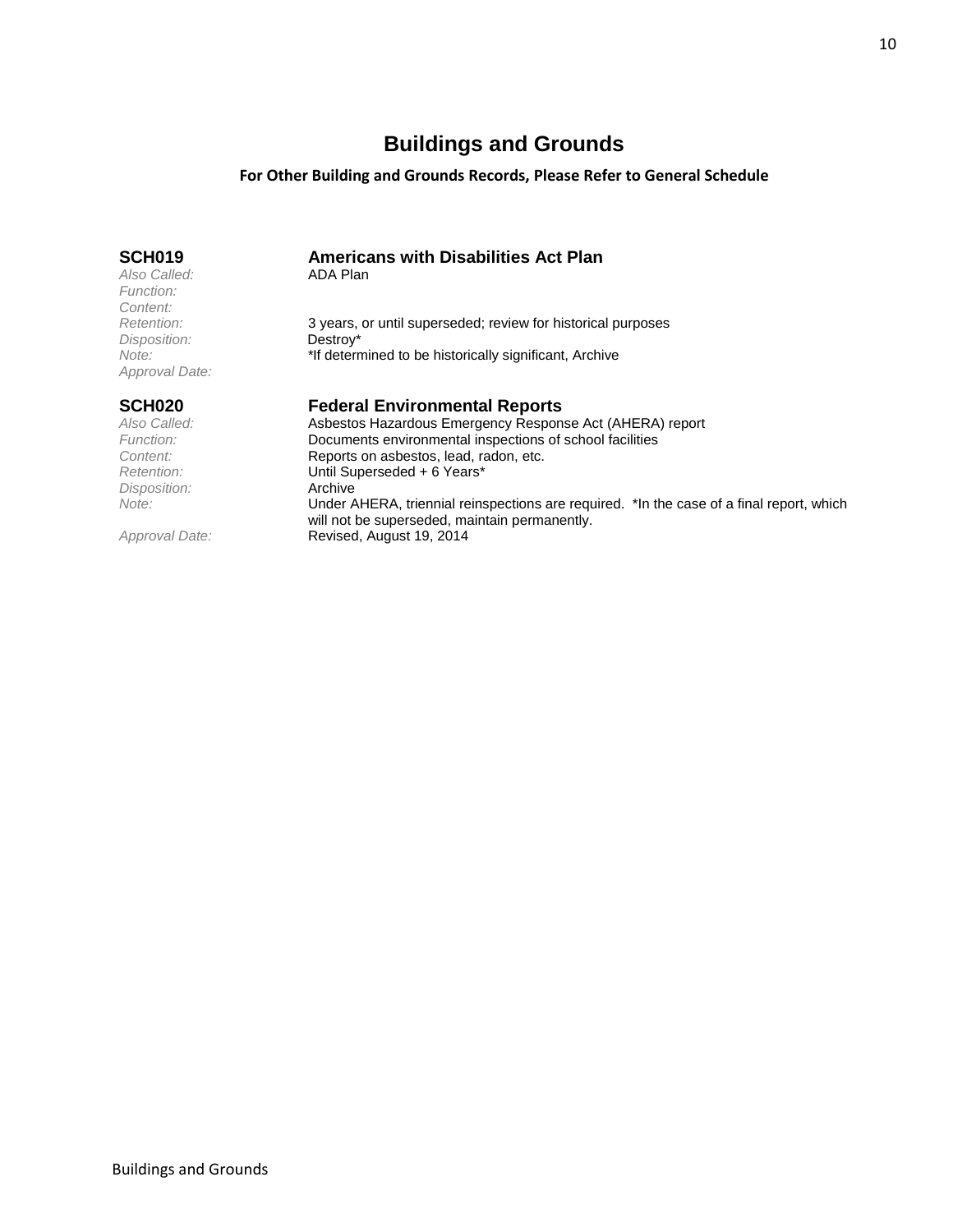# Buildings and Grounds

**For Other Building and Grounds Records, Please Refer to General Schedule**

## SCH019 Americans with Disabilities Act Plan

| | |
|---|---|
| *Also Called:* | ADA Plan |
| *Function:* | |
| *Content:* | |
| *Retention:* | 3 years, or until superseded; review for historical purposes |
| *Disposition:* | Destroy* |
| *Note:* | *If determined to be historically significant, Archive |
| *Approval Date:* | |

## SCH020 Federal Environmental Reports

| | |
|---|---|
| *Also Called:* | Asbestos Hazardous Emergency Response Act (AHERA) report |
| *Function:* | Documents environmental inspections of school facilities |
| *Content:* | Reports on asbestos, lead, radon, etc. |
| *Retention:* | Until Superseded + 6 Years* |
| *Disposition:* | Archive |
| *Note:* | Under AHERA, triennial reinspections are required. *In the case of a final report, which will not be superseded, maintain permanently. |
| *Approval Date:* | Revised, August 19, 2014 |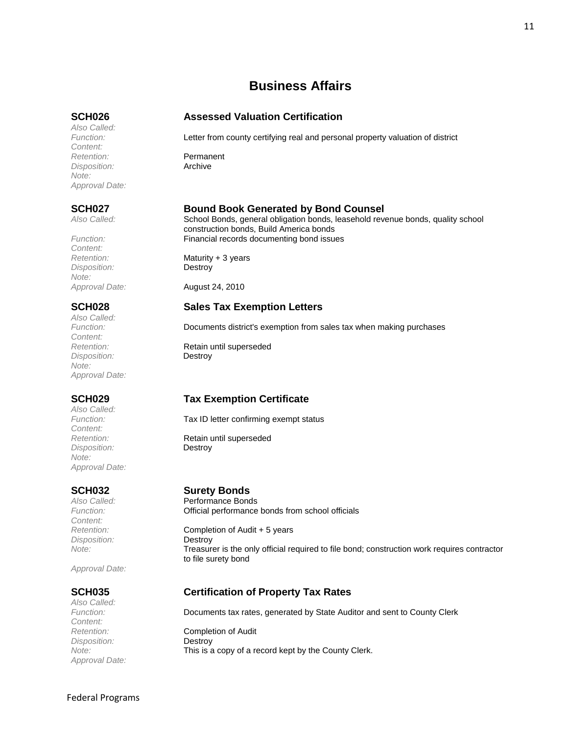# Business Affairs

## SCH026 Assessed Valuation Certification

*Also Called:*
*Function:* Letter from county certifying real and personal property valuation of district
*Content:*
*Retention:* Permanent
*Disposition:* Archive
*Note:*
*Approval Date:*

## SCH027 Bound Book Generated by Bond Counsel

*Also Called:* School Bonds, general obligation bonds, leasehold revenue bonds, quality school construction bonds, Build America bonds
*Function:* Financial records documenting bond issues
*Content:*
*Retention:* Maturity + 3 years
*Disposition:* Destroy
*Note:*
*Approval Date:* August 24, 2010

## SCH028 Sales Tax Exemption Letters

*Also Called:*
*Function:* Documents district's exemption from sales tax when making purchases
*Content:*
*Retention:* Retain until superseded
*Disposition:* Destroy
*Note:*
*Approval Date:*

## SCH029 Tax Exemption Certificate

*Also Called:*
*Function:* Tax ID letter confirming exempt status
*Content:*
*Retention:* Retain until superseded
*Disposition:* Destroy
*Note:*
*Approval Date:*

## SCH032 Surety Bonds

*Also Called:* Performance Bonds
*Function:* Official performance bonds from school officials
*Content:*
*Retention:* Completion of Audit + 5 years
*Disposition:* Destroy
*Note:* Treasurer is the only official required to file bond; construction work requires contractor to file surety bond
*Approval Date:*

## SCH035 Certification of Property Tax Rates

*Also Called:*
*Function:* Documents tax rates, generated by State Auditor and sent to County Clerk
*Content:*
*Retention:* Completion of Audit
*Disposition:* Destroy
*Note:* This is a copy of a record kept by the County Clerk.
*Approval Date:*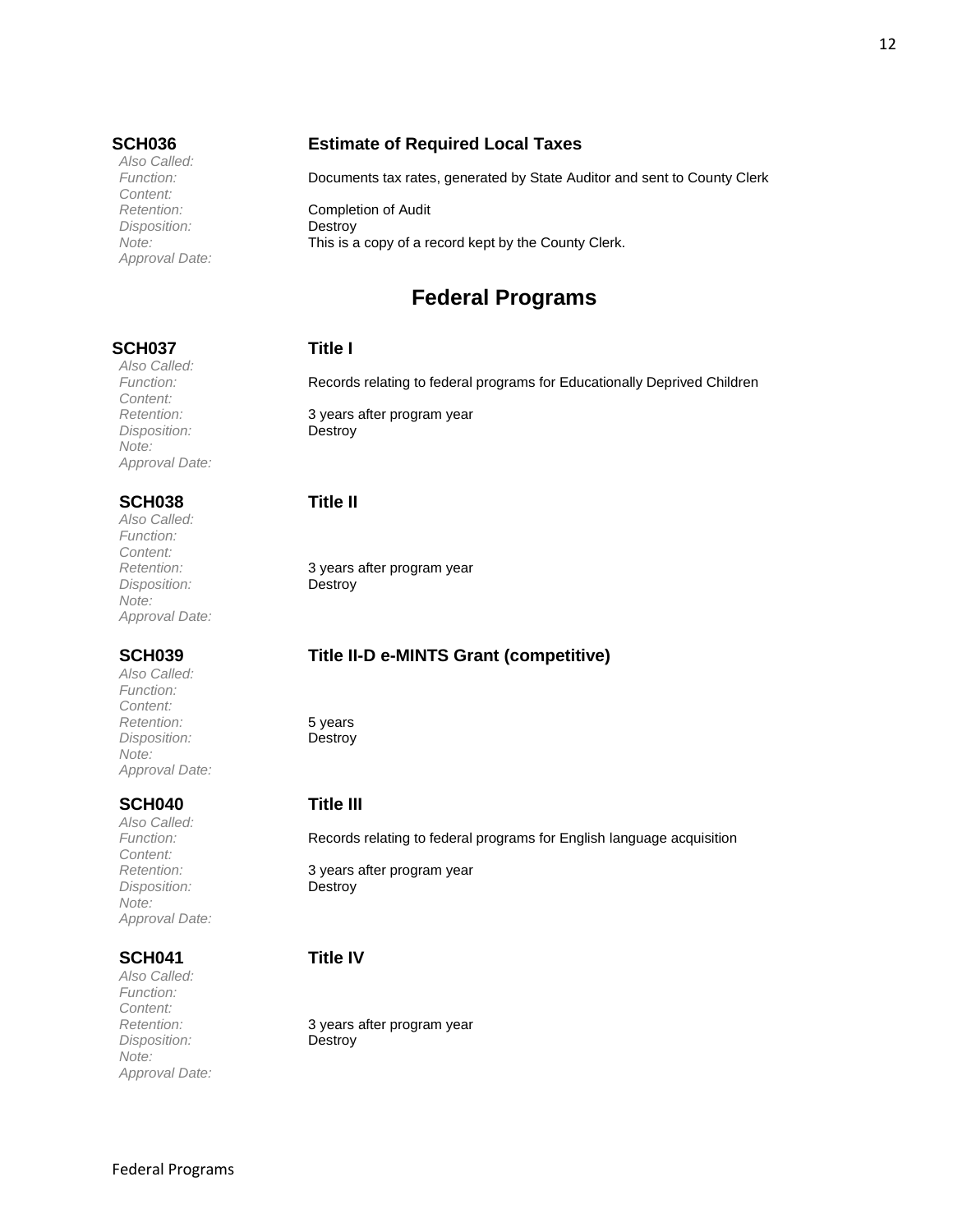**SCH036** **Estimate of Required Local Taxes**

*Also Called:*
*Function:* Documents tax rates, generated by State Auditor and sent to County Clerk
*Content:*
*Retention:* Completion of Audit
*Disposition:* Destroy
*Note:* This is a copy of a record kept by the County Clerk.
*Approval Date:*

# Federal Programs

**SCH037** **Title I**

*Also Called:*
*Function:* Records relating to federal programs for Educationally Deprived Children
*Content:*
*Retention:* 3 years after program year
*Disposition:* Destroy
*Note:*
*Approval Date:*

**SCH038** **Title II**

*Also Called:*
*Function:*
*Content:*
*Retention:* 3 years after program year
*Disposition:* Destroy
*Note:*
*Approval Date:*

**SCH039** **Title II-D e-MINTS Grant (competitive)**

*Also Called:*
*Function:*
*Content:*
*Retention:* 5 years
*Disposition:* Destroy
*Note:*
*Approval Date:*

**SCH040** **Title III**

*Also Called:*
*Function:* Records relating to federal programs for English language acquisition
*Content:*
*Retention:* 3 years after program year
*Disposition:* Destroy
*Note:*
*Approval Date:*

**SCH041** **Title IV**

*Also Called:*
*Function:*
*Content:*
*Retention:* 3 years after program year
*Disposition:* Destroy
*Note:*
*Approval Date:*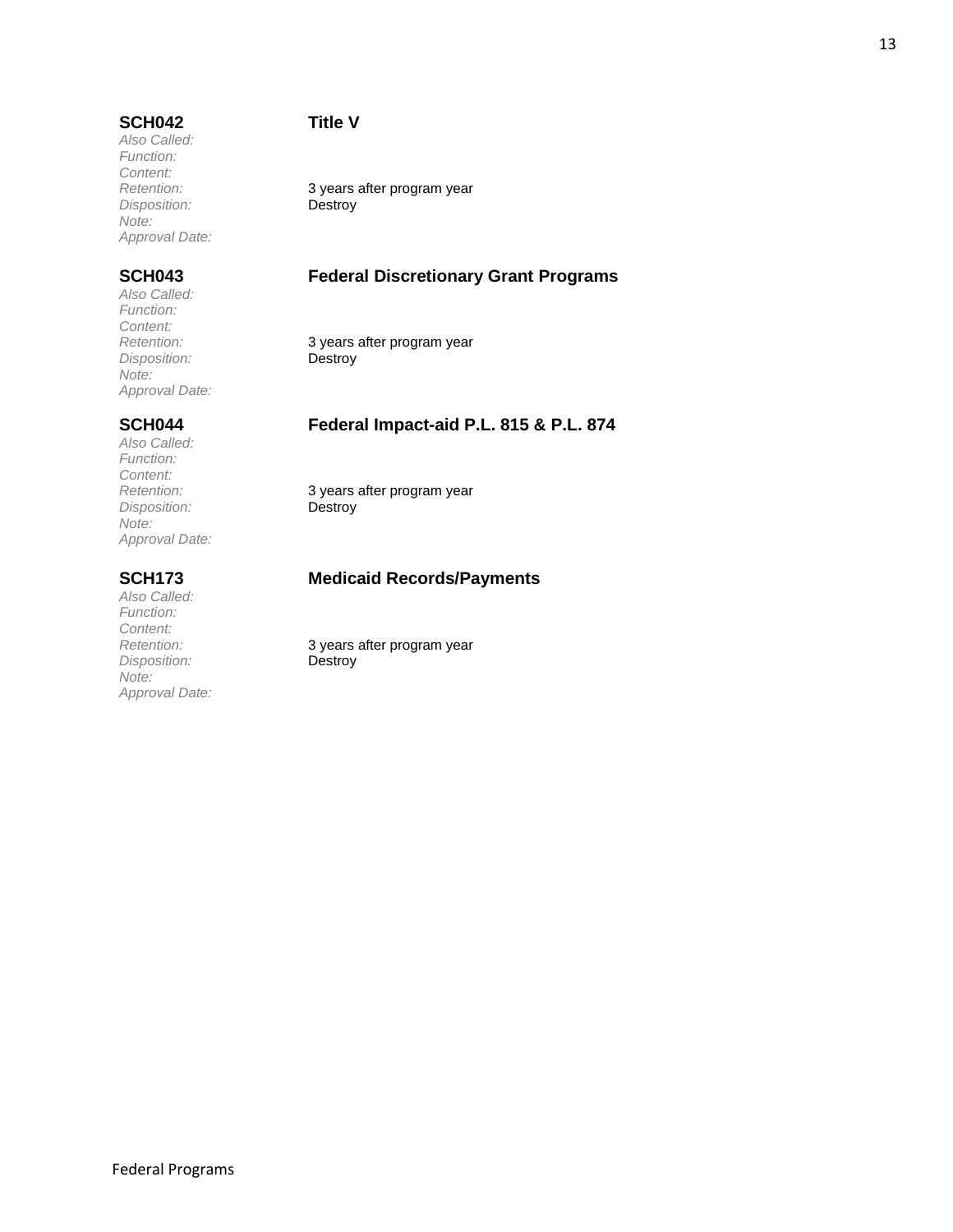**SCH042** **Title V**

*Also Called:*
*Function:*
*Content:*
*Retention:* 3 years after program year
*Disposition:* Destroy
*Note:*
*Approval Date:*

**SCH043** **Federal Discretionary Grant Programs**

*Also Called:*
*Function:*
*Content:*
*Retention:* 3 years after program year
*Disposition:* Destroy
*Note:*
*Approval Date:*

**SCH044** **Federal Impact-aid P.L. 815 & P.L. 874**

*Also Called:*
*Function:*
*Content:*
*Retention:* 3 years after program year
*Disposition:* Destroy
*Note:*
*Approval Date:*

**SCH173** **Medicaid Records/Payments**

*Also Called:*
*Function:*
*Content:*
*Retention:* 3 years after program year
*Disposition:* Destroy
*Note:*
*Approval Date:*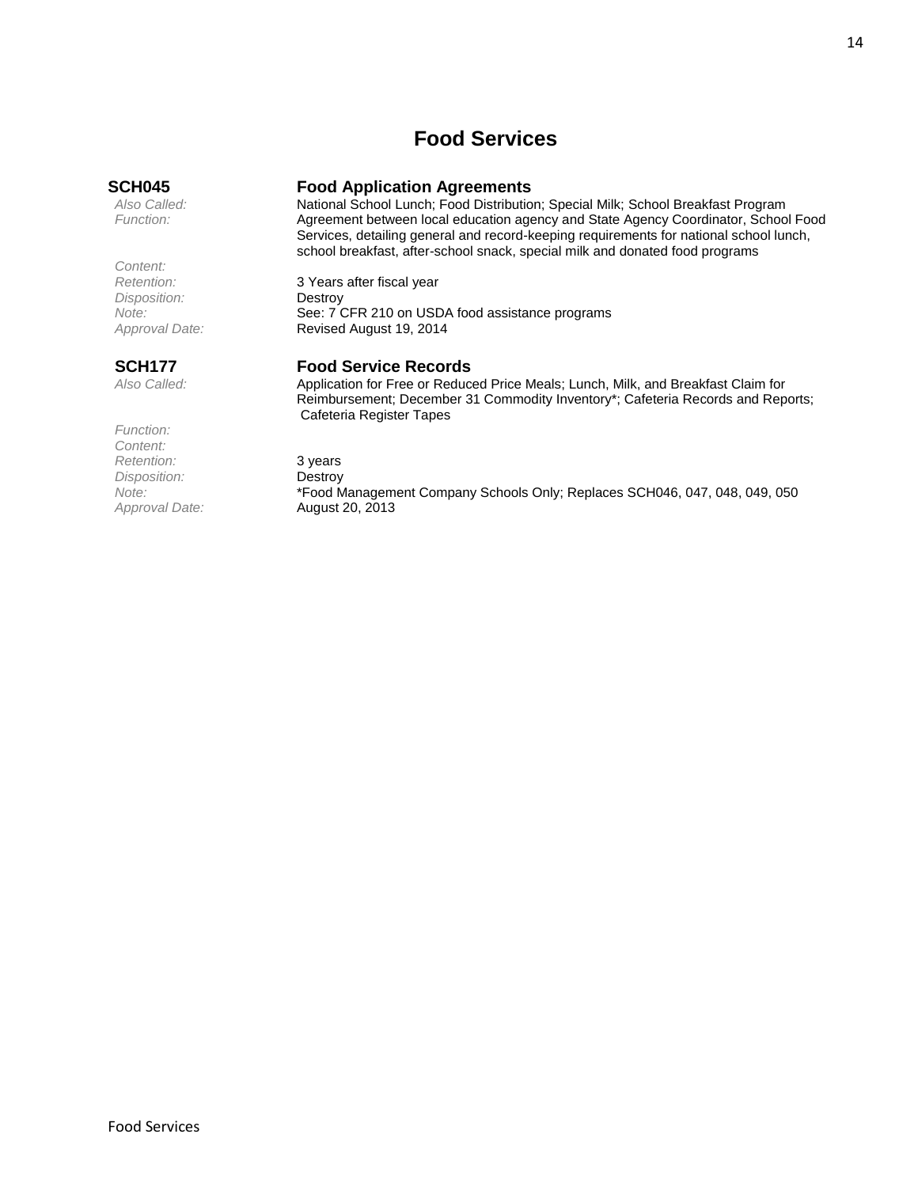# Food Services

## SCH045 Food Application Agreements

*Also Called:* National School Lunch; Food Distribution; Special Milk; School Breakfast Program

*Function:* Agreement between local education agency and State Agency Coordinator, School Food Services, detailing general and record-keeping requirements for national school lunch, school breakfast, after-school snack, special milk and donated food programs

*Content:*

*Retention:* 3 Years after fiscal year

*Disposition:* Destroy

*Note:* See: 7 CFR 210 on USDA food assistance programs

*Approval Date:* Revised August 19, 2014

## SCH177 Food Service Records

*Also Called:* Application for Free or Reduced Price Meals; Lunch, Milk, and Breakfast Claim for Reimbursement; December 31 Commodity Inventory*; Cafeteria Records and Reports; Cafeteria Register Tapes

*Function:*

*Content:*

*Retention:* 3 years

*Disposition:* Destroy

*Note:* *Food Management Company Schools Only; Replaces SCH046, 047, 048, 049, 050

*Approval Date:* August 20, 2013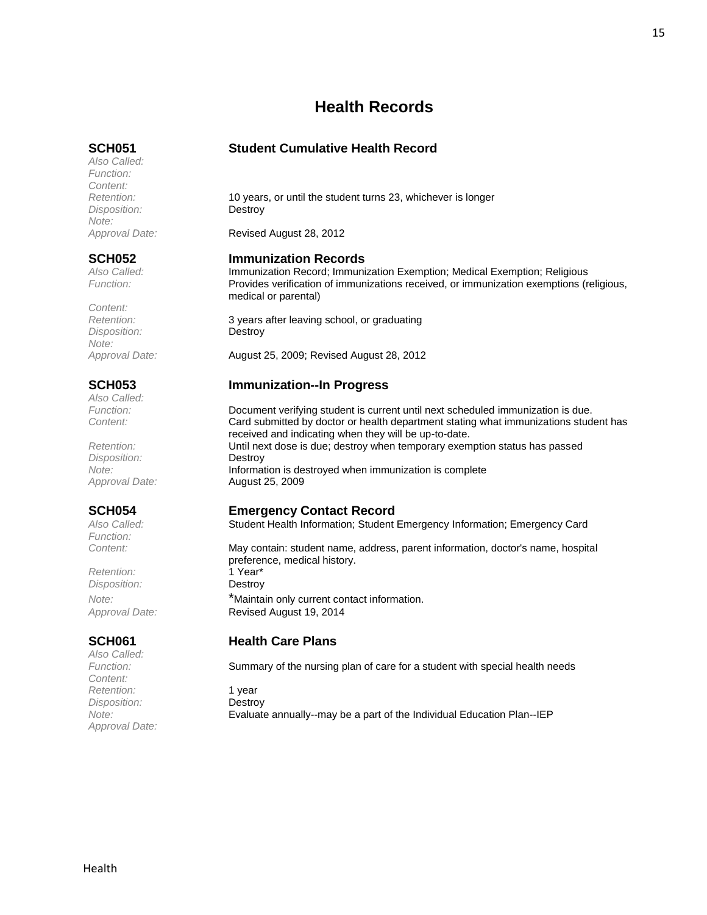# Health Records

### SCH051 Student Cumulative Health Record

*Also Called:*
*Function:*
*Content:*
*Retention:* 10 years, or until the student turns 23, whichever is longer
*Disposition:* Destroy
*Note:*
*Approval Date:* Revised August 28, 2012

### SCH052 Immunization Records

*Also Called:* Immunization Record; Immunization Exemption; Medical Exemption; Religious
*Function:* Provides verification of immunizations received, or immunization exemptions (religious, medical or parental)
*Content:*
*Retention:* 3 years after leaving school, or graduating
*Disposition:* Destroy
*Note:*
*Approval Date:* August 25, 2009; Revised August 28, 2012

### SCH053 Immunization--In Progress

*Also Called:*
*Function:* Document verifying student is current until next scheduled immunization is due.
*Content:* Card submitted by doctor or health department stating what immunizations student has received and indicating when they will be up-to-date.
*Retention:* Until next dose is due; destroy when temporary exemption status has passed
*Disposition:* Destroy
*Note:* Information is destroyed when immunization is complete
*Approval Date:* August 25, 2009

### SCH054 Emergency Contact Record

*Also Called:* Student Health Information; Student Emergency Information; Emergency Card
*Function:*
*Content:* May contain: student name, address, parent information, doctor's name, hospital preference, medical history.
*Retention:* 1 Year*
*Disposition:* Destroy
*Note:* *Maintain only current contact information.
*Approval Date:* Revised August 19, 2014

### SCH061 Health Care Plans

*Also Called:*
*Function:* Summary of the nursing plan of care for a student with special health needs
*Content:*
*Retention:* 1 year
*Disposition:* Destroy
*Note:* Evaluate annually--may be a part of the Individual Education Plan--IEP
*Approval Date:*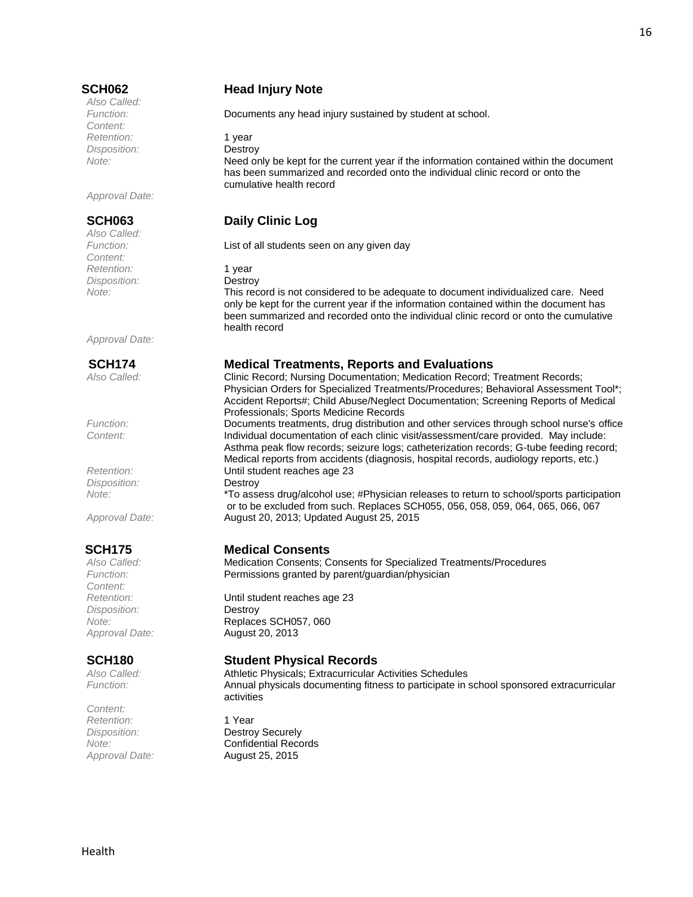## SCH062 Head Injury Note

*Also Called:*
*Function:* Documents any head injury sustained by student at school.
*Content:*
*Retention:* 1 year
*Disposition:* Destroy
*Note:* Need only be kept for the current year if the information contained within the document has been summarized and recorded onto the individual clinic record or onto the cumulative health record
*Approval Date:*

## SCH063 Daily Clinic Log

*Also Called:*
*Function:* List of all students seen on any given day
*Content:*
*Retention:* 1 year
*Disposition:* Destroy
*Note:* This record is not considered to be adequate to document individualized care. Need only be kept for the current year if the information contained within the document has been summarized and recorded onto the individual clinic record or onto the cumulative health record
*Approval Date:*

## SCH174 Medical Treatments, Reports and Evaluations

*Also Called:* Clinic Record; Nursing Documentation; Medication Record; Treatment Records; Physician Orders for Specialized Treatments/Procedures; Behavioral Assessment Tool*; Accident Reports#; Child Abuse/Neglect Documentation; Screening Reports of Medical Professionals; Sports Medicine Records
*Function:* Documents treatments, drug distribution and other services through school nurse's office
*Content:* Individual documentation of each clinic visit/assessment/care provided. May include: Asthma peak flow records; seizure logs; catheterization records; G-tube feeding record; Medical reports from accidents (diagnosis, hospital records, audiology reports, etc.)
*Retention:* Until student reaches age 23
*Disposition:* Destroy
*Note:* *To assess drug/alcohol use; #Physician releases to return to school/sports participation or to be excluded from such. Replaces SCH055, 056, 058, 059, 064, 065, 066, 067
*Approval Date:* August 20, 2013; Updated August 25, 2015

## SCH175 Medical Consents

*Also Called:* Medication Consents; Consents for Specialized Treatments/Procedures
*Function:* Permissions granted by parent/guardian/physician
*Content:*
*Retention:* Until student reaches age 23
*Disposition:* Destroy
*Note:* Replaces SCH057, 060
*Approval Date:* August 20, 2013

## SCH180 Student Physical Records

*Also Called:* Athletic Physicals; Extracurricular Activities Schedules
*Function:* Annual physicals documenting fitness to participate in school sponsored extracurricular activities
*Content:*
*Retention:* 1 Year
*Disposition:* Destroy Securely
*Note:* Confidential Records
*Approval Date:* August 25, 2015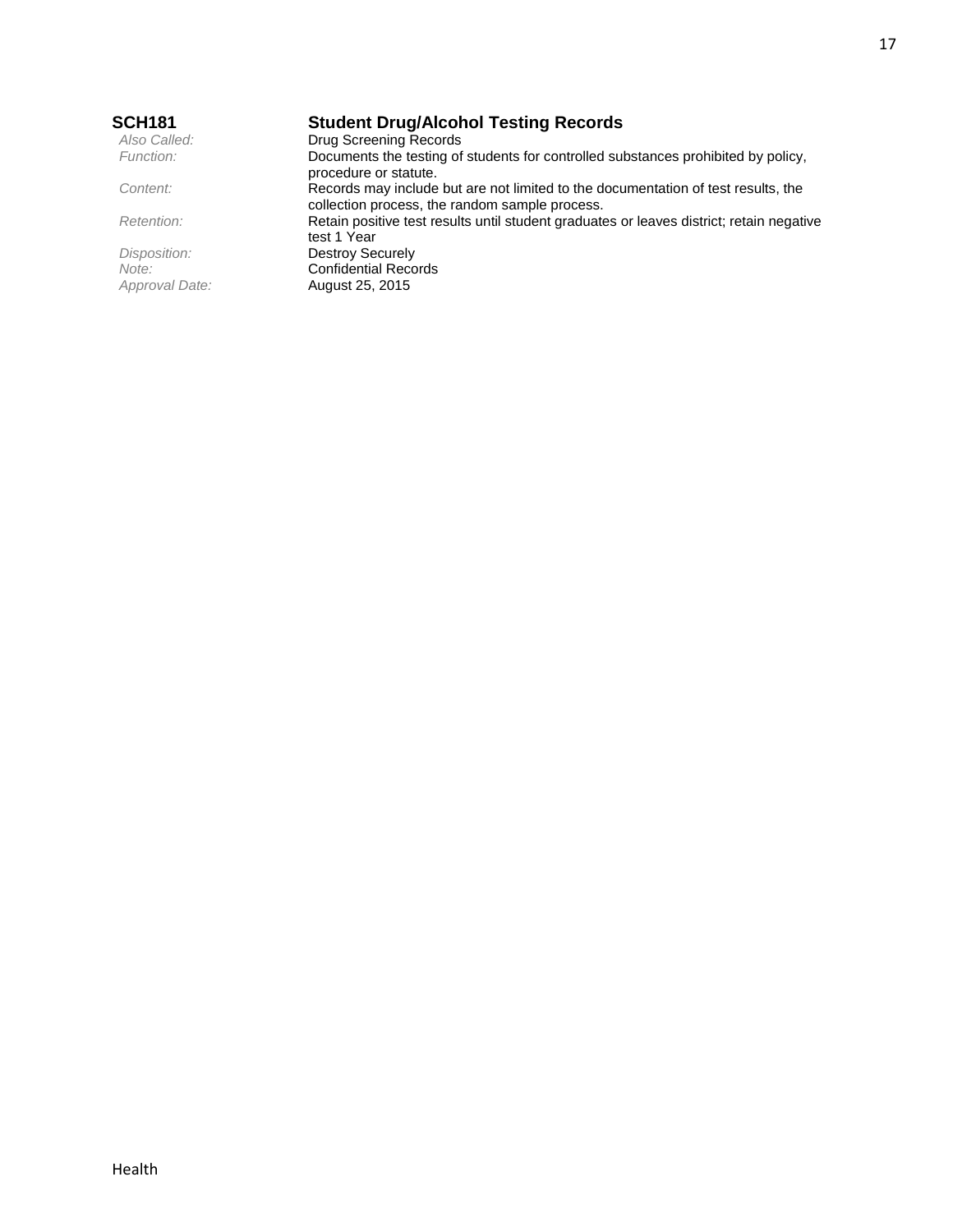## SCH181 Student Drug/Alcohol Testing Records

*Also Called:* Drug Screening Records

*Function:* Documents the testing of students for controlled substances prohibited by policy, procedure or statute.

*Content:* Records may include but are not limited to the documentation of test results, the collection process, the random sample process.

*Retention:* Retain positive test results until student graduates or leaves district; retain negative test 1 Year

*Disposition:* Destroy Securely

*Note:* Confidential Records

*Approval Date:* August 25, 2015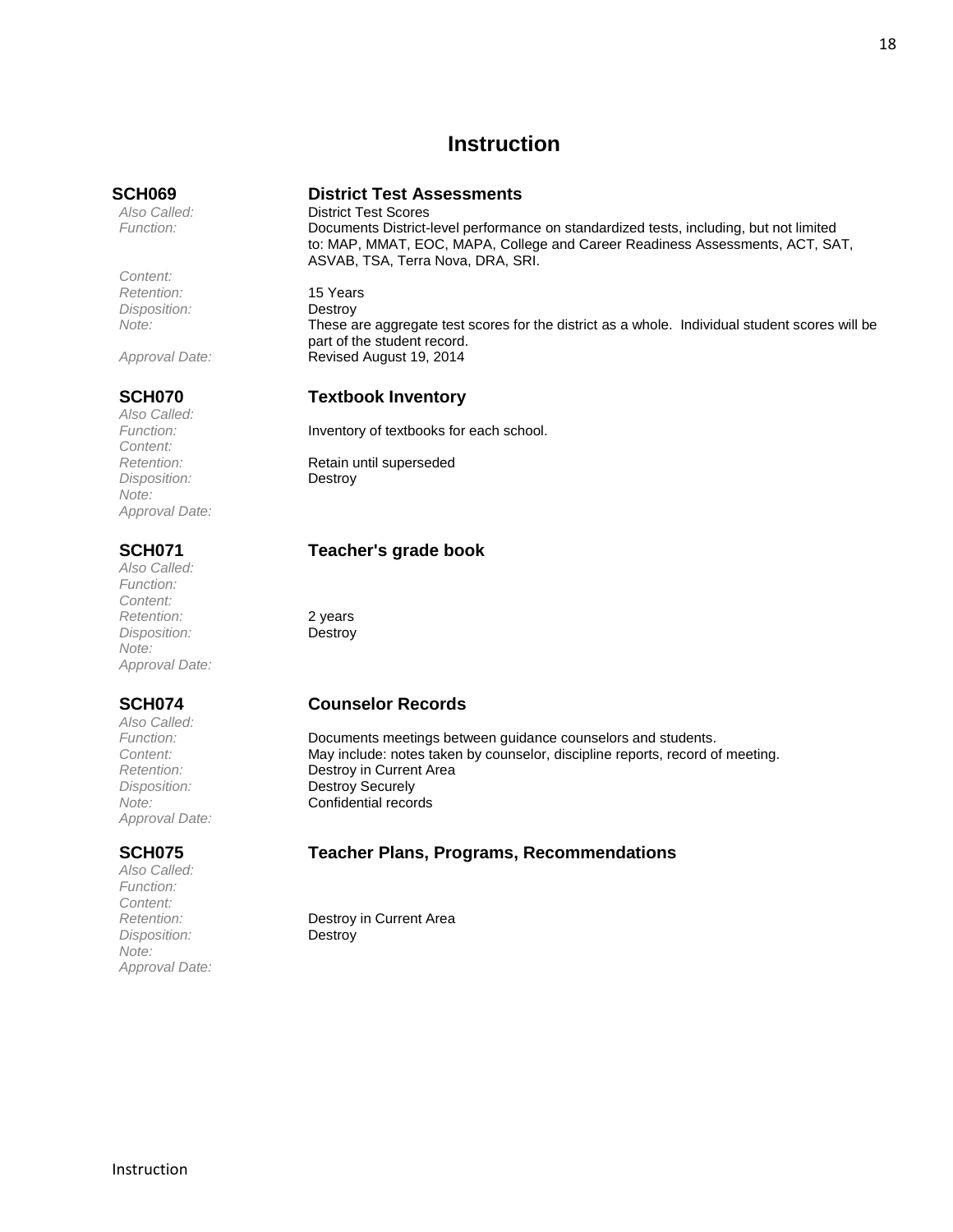# Instruction

## SCH069 District Test Assessments

*Also Called:* District Test Scores
*Function:* Documents District-level performance on standardized tests, including, but not limited to: MAP, MMAT, EOC, MAPA, College and Career Readiness Assessments, ACT, SAT, ASVAB, TSA, Terra Nova, DRA, SRI.
*Content:*
*Retention:* 15 Years
*Disposition:* Destroy
*Note:* These are aggregate test scores for the district as a whole. Individual student scores will be part of the student record.
*Approval Date:* Revised August 19, 2014

## SCH070 Textbook Inventory

*Also Called:*
*Function:* Inventory of textbooks for each school.
*Content:*
*Retention:* Retain until superseded
*Disposition:* Destroy
*Note:*
*Approval Date:*

## SCH071 Teacher's grade book

*Also Called:*
*Function:*
*Content:*
*Retention:* 2 years
*Disposition:* Destroy
*Note:*
*Approval Date:*

## SCH074 Counselor Records

*Also Called:*
*Function:* Documents meetings between guidance counselors and students.
*Content:* May include: notes taken by counselor, discipline reports, record of meeting.
*Retention:* Destroy in Current Area
*Disposition:* Destroy Securely
*Note:* Confidential records
*Approval Date:*

## SCH075 Teacher Plans, Programs, Recommendations

*Also Called:*
*Function:*
*Content:*
*Retention:* Destroy in Current Area
*Disposition:* Destroy
*Note:*
*Approval Date:*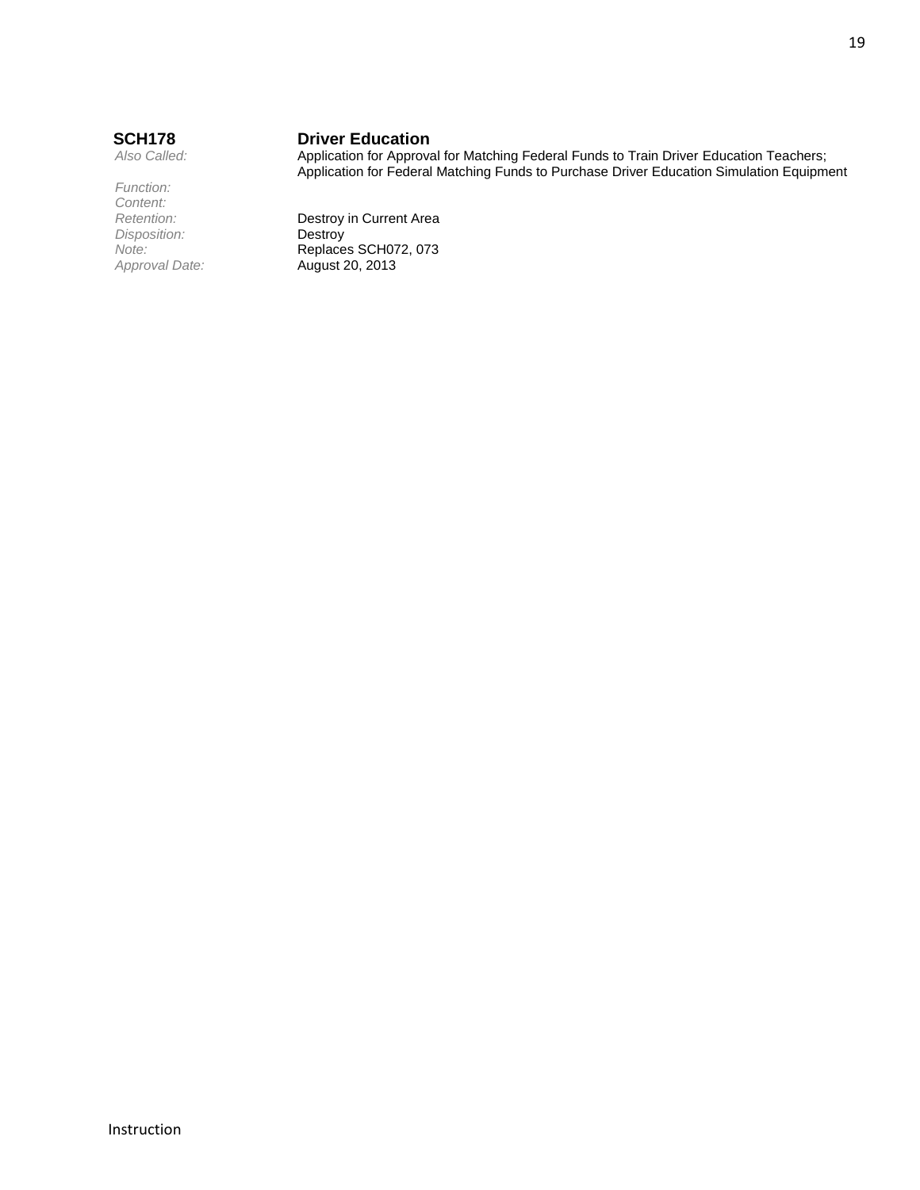**SCH178** **Driver Education**

*Also Called:* Application for Approval for Matching Federal Funds to Train Driver Education Teachers; Application for Federal Matching Funds to Purchase Driver Education Simulation Equipment

*Function:*

*Content:*

*Retention:* Destroy in Current Area

*Disposition:* Destroy

*Note:* Replaces SCH072, 073

*Approval Date:* August 20, 2013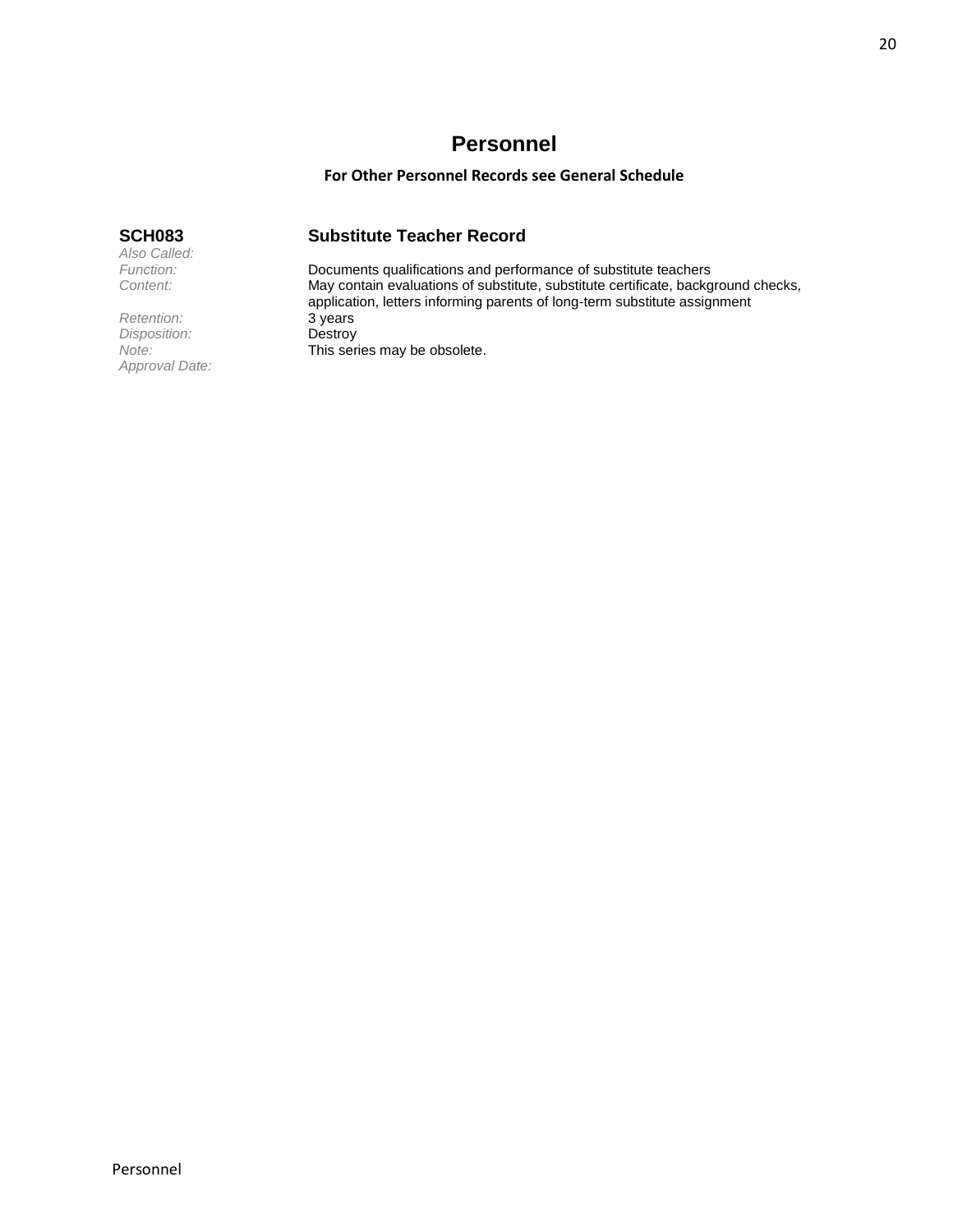# Personnel

**For Other Personnel Records see General Schedule**

## SCH083 Substitute Teacher Record

*Also Called:*
*Function:* Documents qualifications and performance of substitute teachers
*Content:* May contain evaluations of substitute, substitute certificate, background checks, application, letters informing parents of long-term substitute assignment
*Retention:* 3 years
*Disposition:* Destroy
*Note:* This series may be obsolete.
*Approval Date:*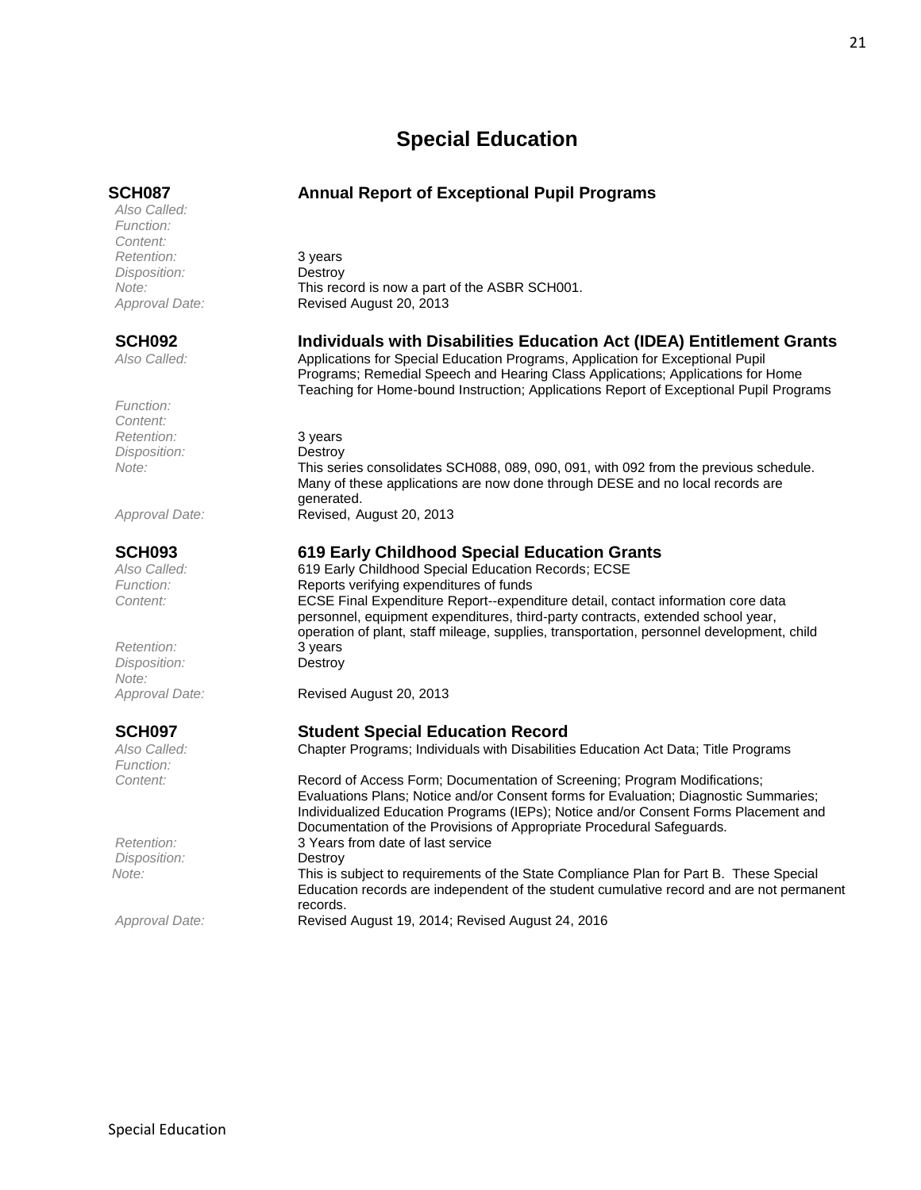# Special Education

## SCH087 Annual Report of Exceptional Pupil Programs

*Also Called:*
*Function:*
*Content:*
*Retention:* 3 years
*Disposition:* Destroy
*Note:* This record is now a part of the ASBR SCH001.
*Approval Date:* Revised August 20, 2013

## SCH092 Individuals with Disabilities Education Act (IDEA) Entitlement Grants

*Also Called:* Applications for Special Education Programs, Application for Exceptional Pupil Programs; Remedial Speech and Hearing Class Applications; Applications for Home Teaching for Home-bound Instruction; Applications Report of Exceptional Pupil Programs
*Function:*
*Content:*
*Retention:* 3 years
*Disposition:* Destroy
*Note:* This series consolidates SCH088, 089, 090, 091, with 092 from the previous schedule. Many of these applications are now done through DESE and no local records are generated.
*Approval Date:* Revised, August 20, 2013

## SCH093 619 Early Childhood Special Education Grants

*Also Called:* 619 Early Childhood Special Education Records; ECSE
*Function:* Reports verifying expenditures of funds
*Content:* ECSE Final Expenditure Report--expenditure detail, contact information core data personnel, equipment expenditures, third-party contracts, extended school year, operation of plant, staff mileage, supplies, transportation, personnel development, child
*Retention:* 3 years
*Disposition:* Destroy
*Note:*
*Approval Date:* Revised August 20, 2013

## SCH097 Student Special Education Record

*Also Called:* Chapter Programs; Individuals with Disabilities Education Act Data; Title Programs
*Function:*
*Content:* Record of Access Form; Documentation of Screening; Program Modifications; Evaluations Plans; Notice and/or Consent forms for Evaluation; Diagnostic Summaries; Individualized Education Programs (IEPs); Notice and/or Consent Forms Placement and Documentation of the Provisions of Appropriate Procedural Safeguards.
*Retention:* 3 Years from date of last service
*Disposition:* Destroy
*Note:* This is subject to requirements of the State Compliance Plan for Part B. These Special Education records are independent of the student cumulative record and are not permanent records.
*Approval Date:* Revised August 19, 2014; Revised August 24, 2016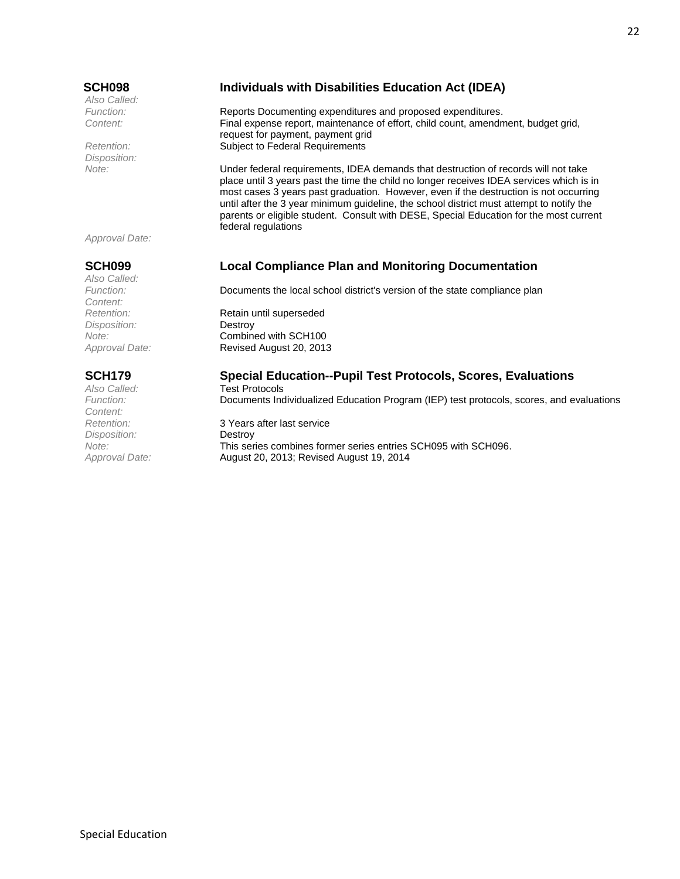### SCH098 — Individuals with Disabilities Education Act (IDEA)

*Also Called:*
*Function:* Reports Documenting expenditures and proposed expenditures.
*Content:* Final expense report, maintenance of effort, child count, amendment, budget grid, request for payment, payment grid
*Retention:* Subject to Federal Requirements
*Disposition:*
*Note:* Under federal requirements, IDEA demands that destruction of records will not take place until 3 years past the time the child no longer receives IDEA services which is in most cases 3 years past graduation. However, even if the destruction is not occurring until after the 3 year minimum guideline, the school district must attempt to notify the parents or eligible student. Consult with DESE, Special Education for the most current federal regulations
*Approval Date:*

### SCH099 — Local Compliance Plan and Monitoring Documentation

*Also Called:*
*Function:* Documents the local school district's version of the state compliance plan
*Content:*
*Retention:* Retain until superseded
*Disposition:* Destroy
*Note:* Combined with SCH100
*Approval Date:* Revised August 20, 2013

### SCH179 — Special Education--Pupil Test Protocols, Scores, Evaluations

*Also Called:* Test Protocols
*Function:* Documents Individualized Education Program (IEP) test protocols, scores, and evaluations
*Content:*
*Retention:* 3 Years after last service
*Disposition:* Destroy
*Note:* This series combines former series entries SCH095 with SCH096.
*Approval Date:* August 20, 2013; Revised August 19, 2014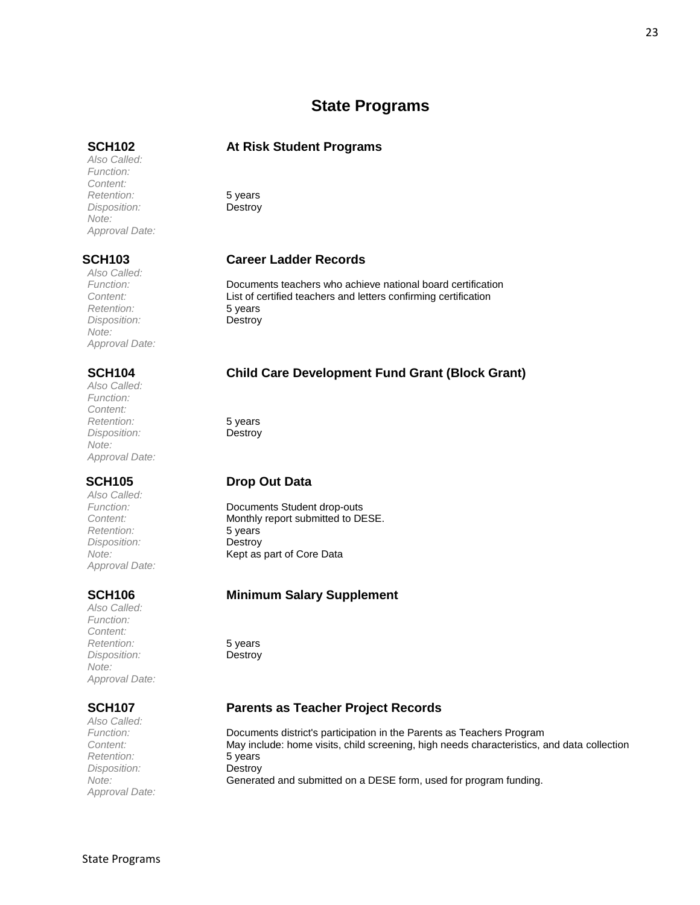# State Programs

### SCH102 — At Risk Student Programs

*Also Called:*
*Function:*
*Content:*
*Retention:* 5 years
*Disposition:* Destroy
*Note:*
*Approval Date:*

### SCH103 — Career Ladder Records

*Also Called:*
*Function:* Documents teachers who achieve national board certification
*Content:* List of certified teachers and letters confirming certification
*Retention:* 5 years
*Disposition:* Destroy
*Note:*
*Approval Date:*

### SCH104 — Child Care Development Fund Grant (Block Grant)

*Also Called:*
*Function:*
*Content:*
*Retention:* 5 years
*Disposition:* Destroy
*Note:*
*Approval Date:*

### SCH105 — Drop Out Data

*Also Called:*
*Function:* Documents Student drop-outs
*Content:* Monthly report submitted to DESE.
*Retention:* 5 years
*Disposition:* Destroy
*Note:* Kept as part of Core Data
*Approval Date:*

### SCH106 — Minimum Salary Supplement

*Also Called:*
*Function:*
*Content:*
*Retention:* 5 years
*Disposition:* Destroy
*Note:*
*Approval Date:*

### SCH107 — Parents as Teacher Project Records

*Also Called:*
*Function:* Documents district's participation in the Parents as Teachers Program
*Content:* May include: home visits, child screening, high needs characteristics, and data collection
*Retention:* 5 years
*Disposition:* Destroy
*Note:* Generated and submitted on a DESE form, used for program funding.
*Approval Date:*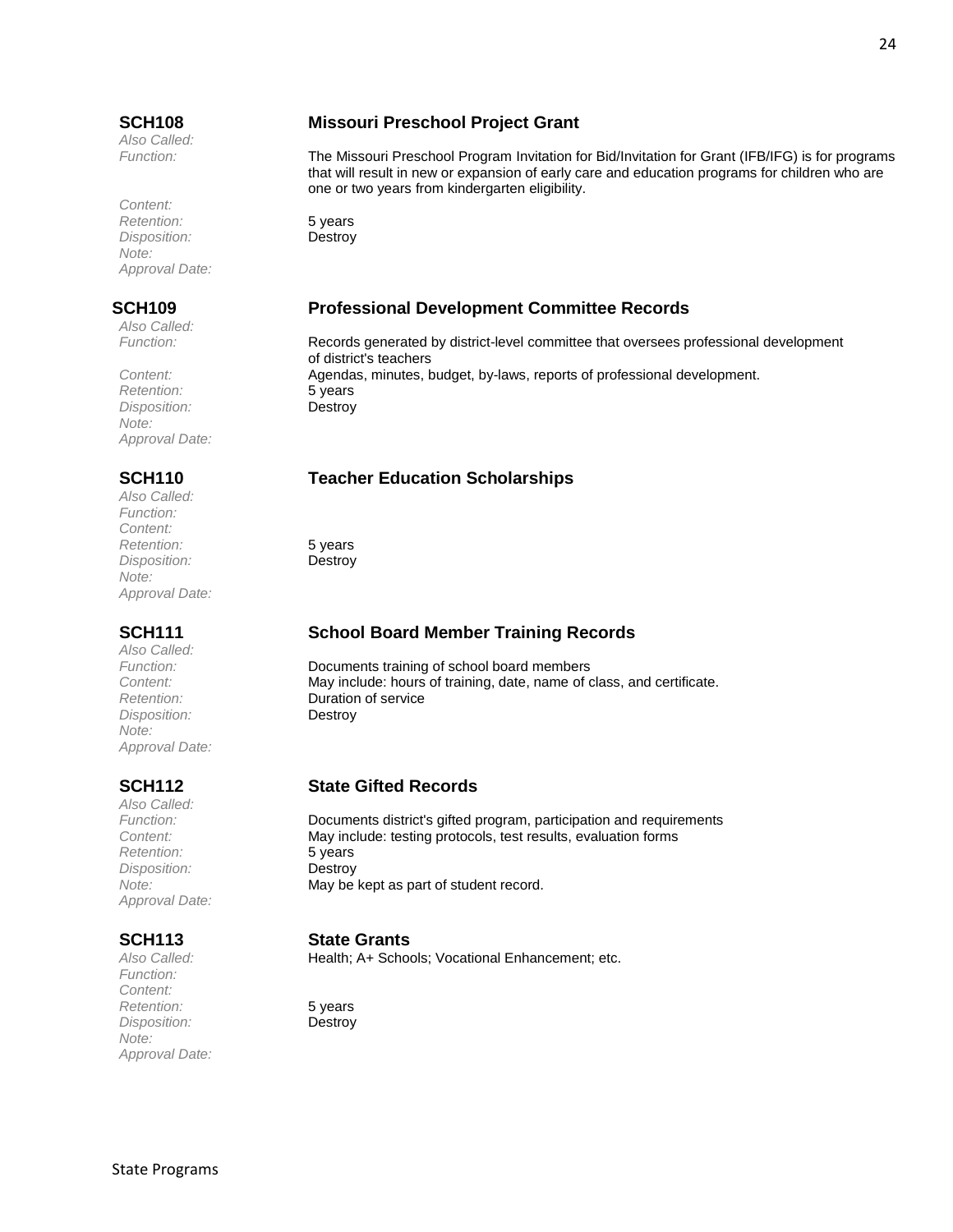### SCH108 Missouri Preschool Project Grant

*Also Called:*
*Function:* The Missouri Preschool Program Invitation for Bid/Invitation for Grant (IFB/IFG) is for programs that will result in new or expansion of early care and education programs for children who are one or two years from kindergarten eligibility.
*Content:*
*Retention:* 5 years
*Disposition:* Destroy
*Note:*
*Approval Date:*

### SCH109 Professional Development Committee Records

*Also Called:*
*Function:* Records generated by district-level committee that oversees professional development of district's teachers
*Content:* Agendas, minutes, budget, by-laws, reports of professional development.
*Retention:* 5 years
*Disposition:* Destroy
*Note:*
*Approval Date:*

### SCH110 Teacher Education Scholarships

*Also Called:*
*Function:*
*Content:*
*Retention:* 5 years
*Disposition:* Destroy
*Note:*
*Approval Date:*

### SCH111 School Board Member Training Records

*Also Called:*
*Function:* Documents training of school board members
*Content:* May include: hours of training, date, name of class, and certificate.
*Retention:* Duration of service
*Disposition:* Destroy
*Note:*
*Approval Date:*

### SCH112 State Gifted Records

*Also Called:*
*Function:* Documents district's gifted program, participation and requirements
*Content:* May include: testing protocols, test results, evaluation forms
*Retention:* 5 years
*Disposition:* Destroy
*Note:* May be kept as part of student record.
*Approval Date:*

### SCH113 State Grants

*Also Called:* Health; A+ Schools; Vocational Enhancement; etc.
*Function:*
*Content:*
*Retention:* 5 years
*Disposition:* Destroy
*Note:*
*Approval Date:*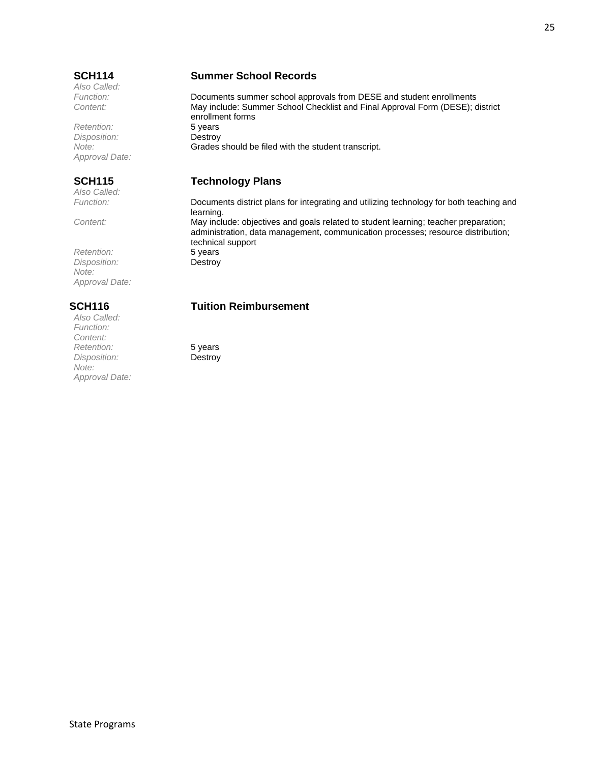### SCH114 Summary School Records

| | |
|---|---|
| *Also Called:* | |
| *Function:* | Documents summer school approvals from DESE and student enrollments |
| *Content:* | May include: Summer School Checklist and Final Approval Form (DESE); district enrollment forms |
| *Retention:* | 5 years |
| *Disposition:* | Destroy |
| *Note:* | Grades should be filed with the student transcript. |
| *Approval Date:* | |

### SCH115 Technology Plans

| | |
|---|---|
| *Also Called:* | |
| *Function:* | Documents district plans for integrating and utilizing technology for both teaching and learning. |
| *Content:* | May include: objectives and goals related to student learning; teacher preparation; administration, data management, communication processes; resource distribution; technical support |
| *Retention:* | 5 years |
| *Disposition:* | Destroy |
| *Note:* | |
| *Approval Date:* | |

### SCH116 Tuition Reimbursement

| | |
|---|---|
| *Also Called:* | |
| *Function:* | |
| *Content:* | |
| *Retention:* | 5 years |
| *Disposition:* | Destroy |
| *Note:* | |
| *Approval Date:* | |

### SCH114 Summer School Records

| | |
|---|---|
| *Also Called:* | |
| *Function:* | Documents summer school approvals from DESE and student enrollments |
| *Content:* | May include: Summer School Checklist and Final Approval Form (DESE); district enrollment forms |
| *Retention:* | 5 years |
| *Disposition:* | Destroy |
| *Note:* | Grades should be filed with the student transcript. |
| *Approval Date:* | |

### SCH115 Technology Plans

| | |
|---|---|
| *Also Called:* | |
| *Function:* | Documents district plans for integrating and utilizing technology for both teaching and learning. |
| *Content:* | May include: objectives and goals related to student learning; teacher preparation; administration, data management, communication processes; resource distribution; technical support |
| *Retention:* | 5 years |
| *Disposition:* | Destroy |
| *Note:* | |
| *Approval Date:* | |

### SCH116 Tuition Reimbursement

| | |
|---|---|
| *Also Called:* | |
| *Function:* | |
| *Content:* | |
| *Retention:* | 5 years |
| *Disposition:* | Destroy |
| *Note:* | |
| *Approval Date:* | |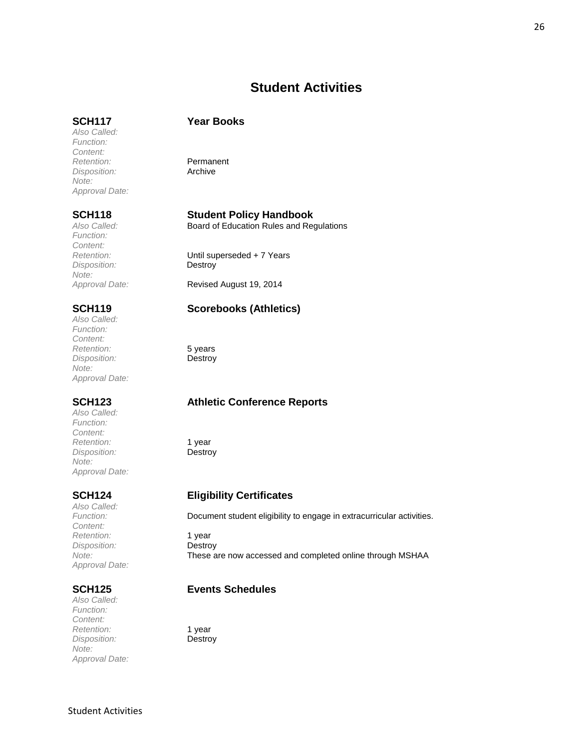## Student Activities

### SCH117 Year Books

*Also Called:*
*Function:*
*Content:*
*Retention:* Permanent
*Disposition:* Archive
*Note:*
*Approval Date:*

### SCH118 Student Policy Handbook

*Also Called:* Board of Education Rules and Regulations
*Function:*
*Content:*
*Retention:* Until superseded + 7 Years
*Disposition:* Destroy
*Note:*
*Approval Date:* Revised August 19, 2014

### SCH119 Scorebooks (Athletics)

*Also Called:*
*Function:*
*Content:*
*Retention:* 5 years
*Disposition:* Destroy
*Note:*
*Approval Date:*

### SCH123 Athletic Conference Reports

*Also Called:*
*Function:*
*Content:*
*Retention:* 1 year
*Disposition:* Destroy
*Note:*
*Approval Date:*

### SCH124 Eligibility Certificates

*Also Called:*
*Function:* Document student eligibility to engage in extracurricular activities.
*Content:*
*Retention:* 1 year
*Disposition:* Destroy
*Note:* These are now accessed and completed online through MSHAA
*Approval Date:*

### SCH125 Events Schedules

*Also Called:*
*Function:*
*Content:*
*Retention:* 1 year
*Disposition:* Destroy
*Note:*
*Approval Date:*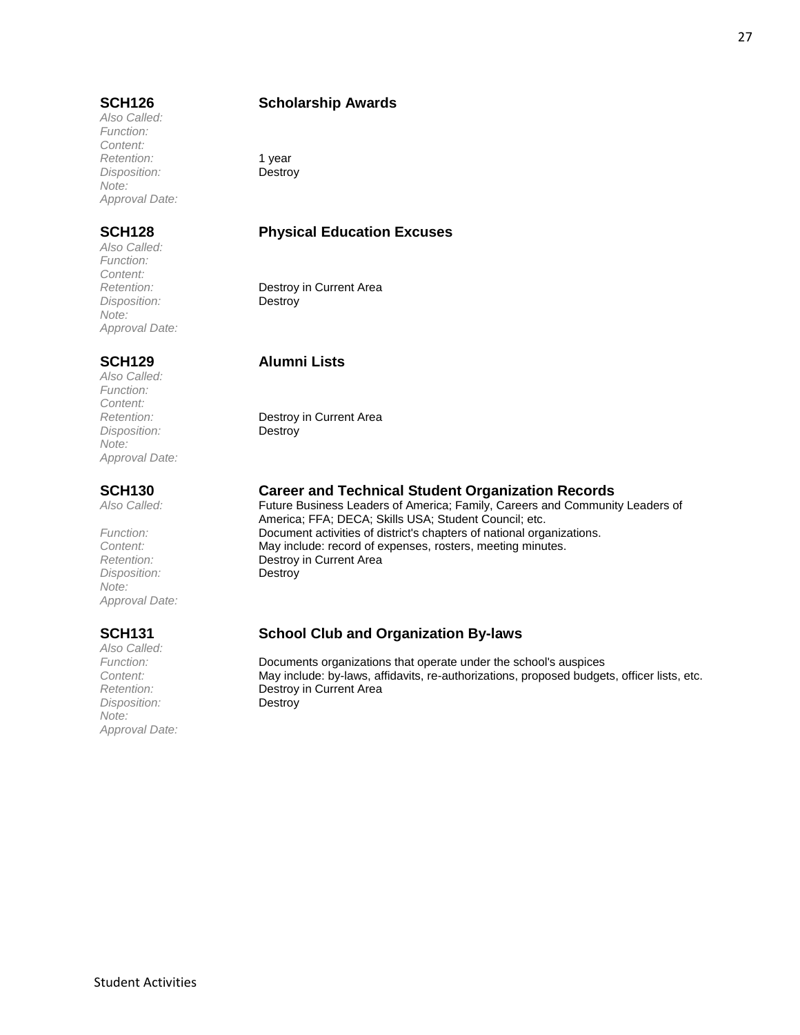### SCH126 Scholarship Awards

*Also Called:*
*Function:*
*Content:*
*Retention:* 1 year
*Disposition:* Destroy
*Note:*
*Approval Date:*

### SCH128 Physical Education Excuses

*Also Called:*
*Function:*
*Content:*
*Retention:* Destroy in Current Area
*Disposition:* Destroy
*Note:*
*Approval Date:*

### SCH129 Alumni Lists

*Also Called:*
*Function:*
*Content:*
*Retention:* Destroy in Current Area
*Disposition:* Destroy
*Note:*
*Approval Date:*

### SCH130 Career and Technical Student Organization Records

*Also Called:* Future Business Leaders of America; Family, Careers and Community Leaders of America; FFA; DECA; Skills USA; Student Council; etc.
*Function:* Document activities of district's chapters of national organizations.
*Content:* May include: record of expenses, rosters, meeting minutes.
*Retention:* Destroy in Current Area
*Disposition:* Destroy
*Note:*
*Approval Date:*

### SCH131 School Club and Organization By-laws

*Also Called:*
*Function:* Documents organizations that operate under the school's auspices
*Content:* May include: by-laws, affidavits, re-authorizations, proposed budgets, officer lists, etc.
*Retention:* Destroy in Current Area
*Disposition:* Destroy
*Note:*
*Approval Date:*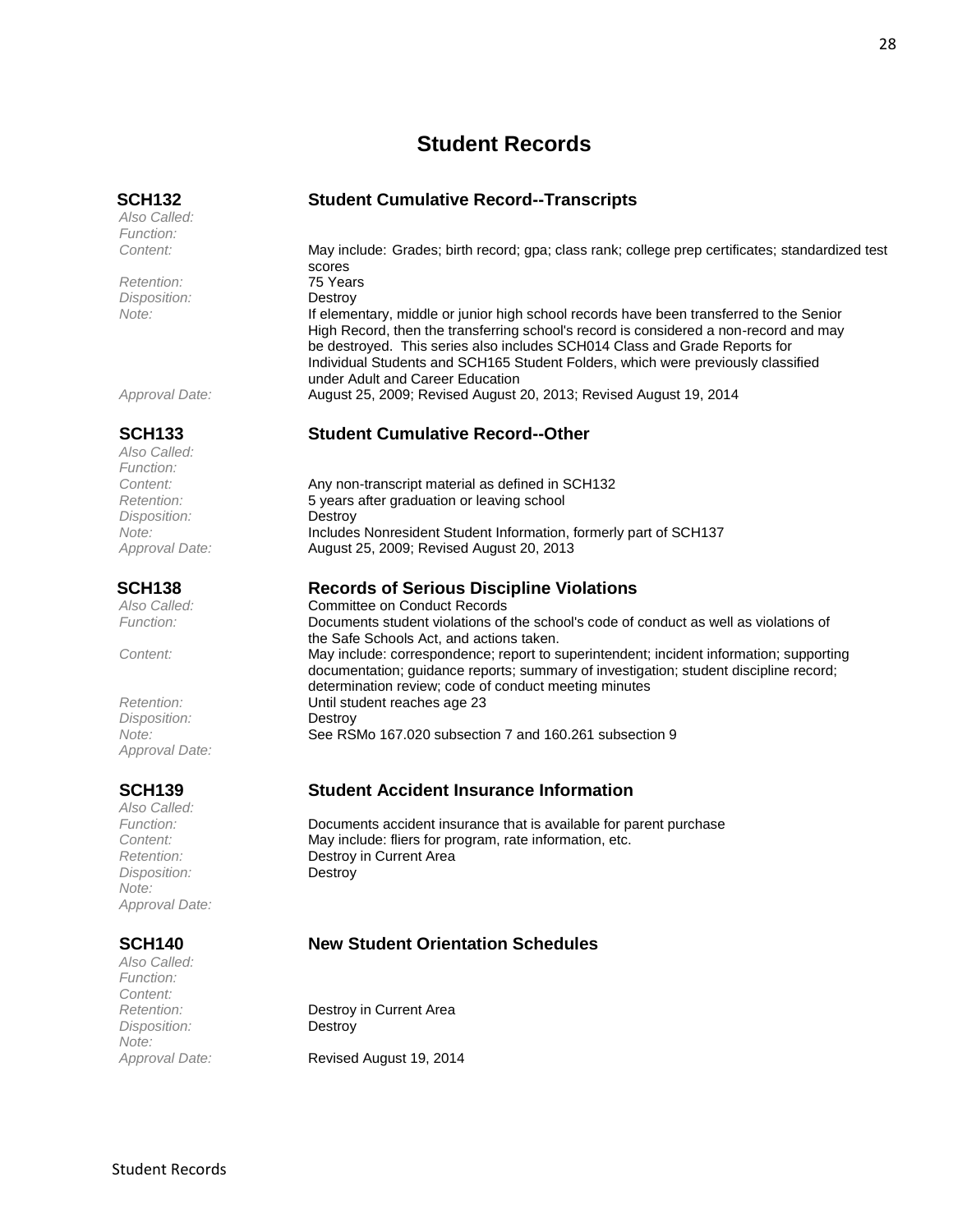# Student Records

## SCH132 Student Cumulative Record--Transcripts

*Also Called:*

*Function:*

*Content:* May include: Grades; birth record; gpa; class rank; college prep certificates; standardized test scores

*Retention:* 75 Years

*Disposition:* Destroy

*Note:* If elementary, middle or junior high school records have been transferred to the Senior High Record, then the transferring school's record is considered a non-record and may be destroyed. This series also includes SCH014 Class and Grade Reports for Individual Students and SCH165 Student Folders, which were previously classified under Adult and Career Education

*Approval Date:* August 25, 2009; Revised August 20, 2013; Revised August 19, 2014

## SCH133 Student Cumulative Record--Other

*Also Called:*

*Function:*

*Content:* Any non-transcript material as defined in SCH132

*Retention:* 5 years after graduation or leaving school

*Disposition:* Destroy

*Note:* Includes Nonresident Student Information, formerly part of SCH137

*Approval Date:* August 25, 2009; Revised August 20, 2013

## SCH138 Records of Serious Discipline Violations

*Also Called:* Committee on Conduct Records

*Function:* Documents student violations of the school's code of conduct as well as violations of the Safe Schools Act, and actions taken.

*Content:* May include: correspondence; report to superintendent; incident information; supporting documentation; guidance reports; summary of investigation; student discipline record; determination review; code of conduct meeting minutes

*Retention:* Until student reaches age 23

*Disposition:* Destroy

*Note:* See RSMo 167.020 subsection 7 and 160.261 subsection 9

*Approval Date:*

## SCH139 Student Accident Insurance Information

*Also Called:*

*Function:* Documents accident insurance that is available for parent purchase

*Content:* May include: fliers for program, rate information, etc.

*Retention:* Destroy in Current Area

*Disposition:* Destroy

*Note:*

*Approval Date:*

## SCH140 New Student Orientation Schedules

*Also Called:*

*Function:*

*Content:*

*Retention:* Destroy in Current Area

*Disposition:* Destroy

*Note:*

*Approval Date:* Revised August 19, 2014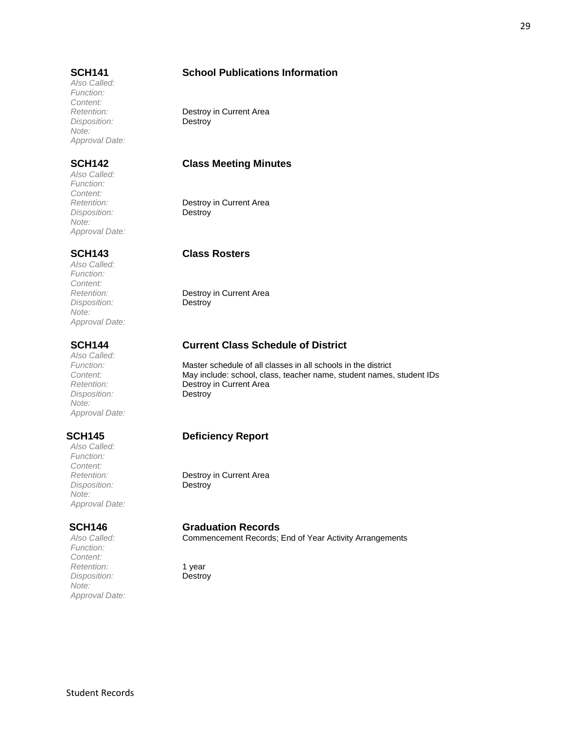**SCH141** **School Publications Information**

*Also Called:*
*Function:*
*Content:*
*Retention:* Destroy in Current Area
*Disposition:* Destroy
*Note:*
*Approval Date:*

**SCH142** **Class Meeting Minutes**

*Also Called:*
*Function:*
*Content:*
*Retention:* Destroy in Current Area
*Disposition:* Destroy
*Note:*
*Approval Date:*

**SCH143** **Class Rosters**

*Also Called:*
*Function:*
*Content:*
*Retention:* Destroy in Current Area
*Disposition:* Destroy
*Note:*
*Approval Date:*

**SCH144** **Current Class Schedule of District**

*Also Called:*
*Function:* Master schedule of all classes in all schools in the district
*Content:* May include: school, class, teacher name, student names, student IDs
*Retention:* Destroy in Current Area
*Disposition:* Destroy
*Note:*
*Approval Date:*

**SCH145** **Deficiency Report**

*Also Called:*
*Function:*
*Content:*
*Retention:* Destroy in Current Area
*Disposition:* Destroy
*Note:*
*Approval Date:*

**SCH146** **Graduation Records**

*Also Called:* Commencement Records; End of Year Activity Arrangements
*Function:*
*Content:*
*Retention:* 1 year
*Disposition:* Destroy
*Note:*
*Approval Date:*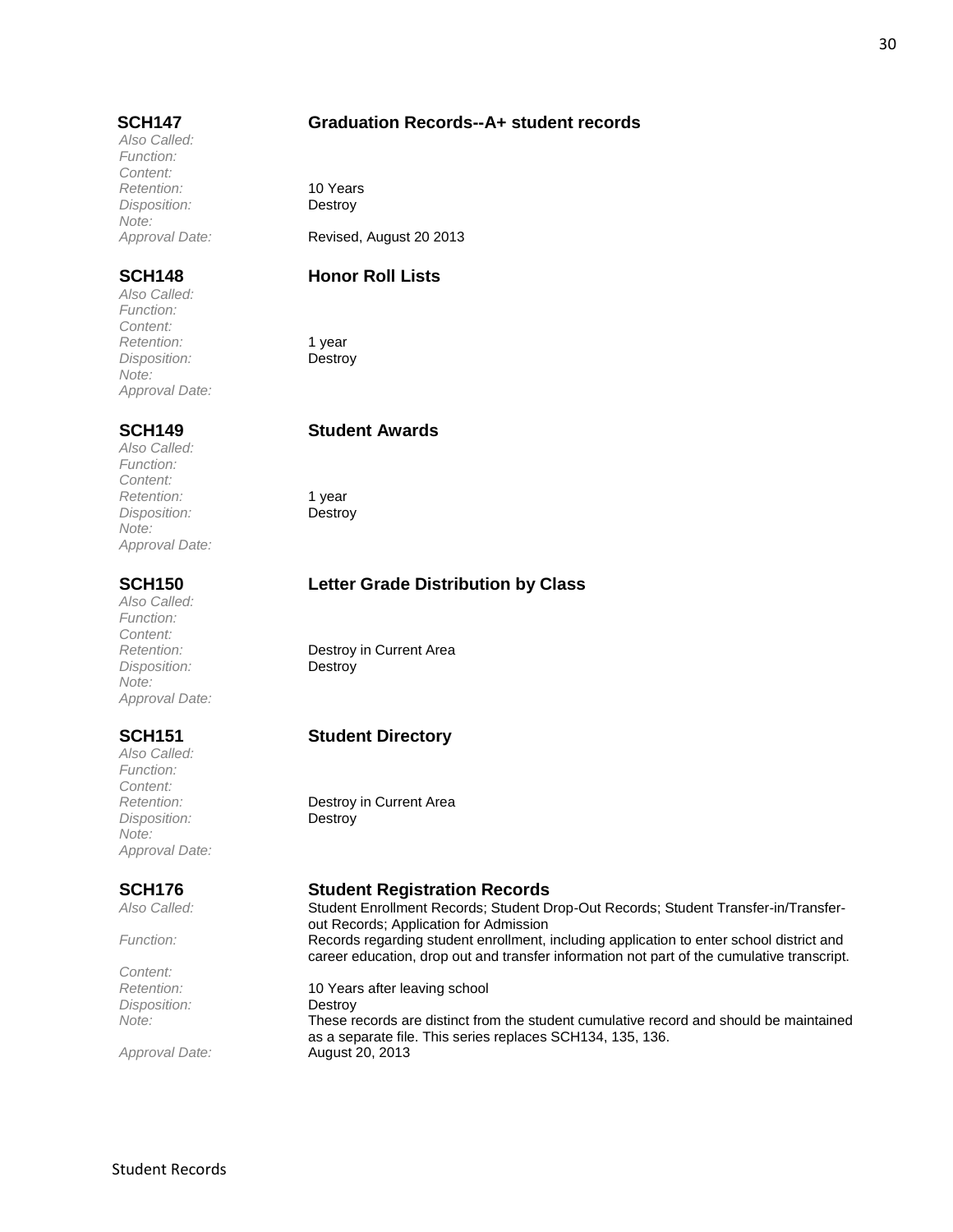### SCH147 Graduation Records--A+ student records

*Also Called:*
*Function:*
*Content:*
*Retention:* 10 Years
*Disposition:* Destroy
*Note:*
*Approval Date:* Revised, August 20 2013

### SCH148 Honor Roll Lists

*Also Called:*
*Function:*
*Content:*
*Retention:* 1 year
*Disposition:* Destroy
*Note:*
*Approval Date:*

### SCH149 Student Awards

*Also Called:*
*Function:*
*Content:*
*Retention:* 1 year
*Disposition:* Destroy
*Note:*
*Approval Date:*

### SCH150 Letter Grade Distribution by Class

*Also Called:*
*Function:*
*Content:*
*Retention:* Destroy in Current Area
*Disposition:* Destroy
*Note:*
*Approval Date:*

### SCH151 Student Directory

*Also Called:*
*Function:*
*Content:*
*Retention:* Destroy in Current Area
*Disposition:* Destroy
*Note:*
*Approval Date:*

### SCH176 Student Registration Records

*Also Called:* Student Enrollment Records; Student Drop-Out Records; Student Transfer-in/Transfer-out Records; Application for Admission
*Function:* Records regarding student enrollment, including application to enter school district and career education, drop out and transfer information not part of the cumulative transcript.
*Content:*
*Retention:* 10 Years after leaving school
*Disposition:* Destroy
*Note:* These records are distinct from the student cumulative record and should be maintained as a separate file. This series replaces SCH134, 135, 136.
*Approval Date:* August 20, 2013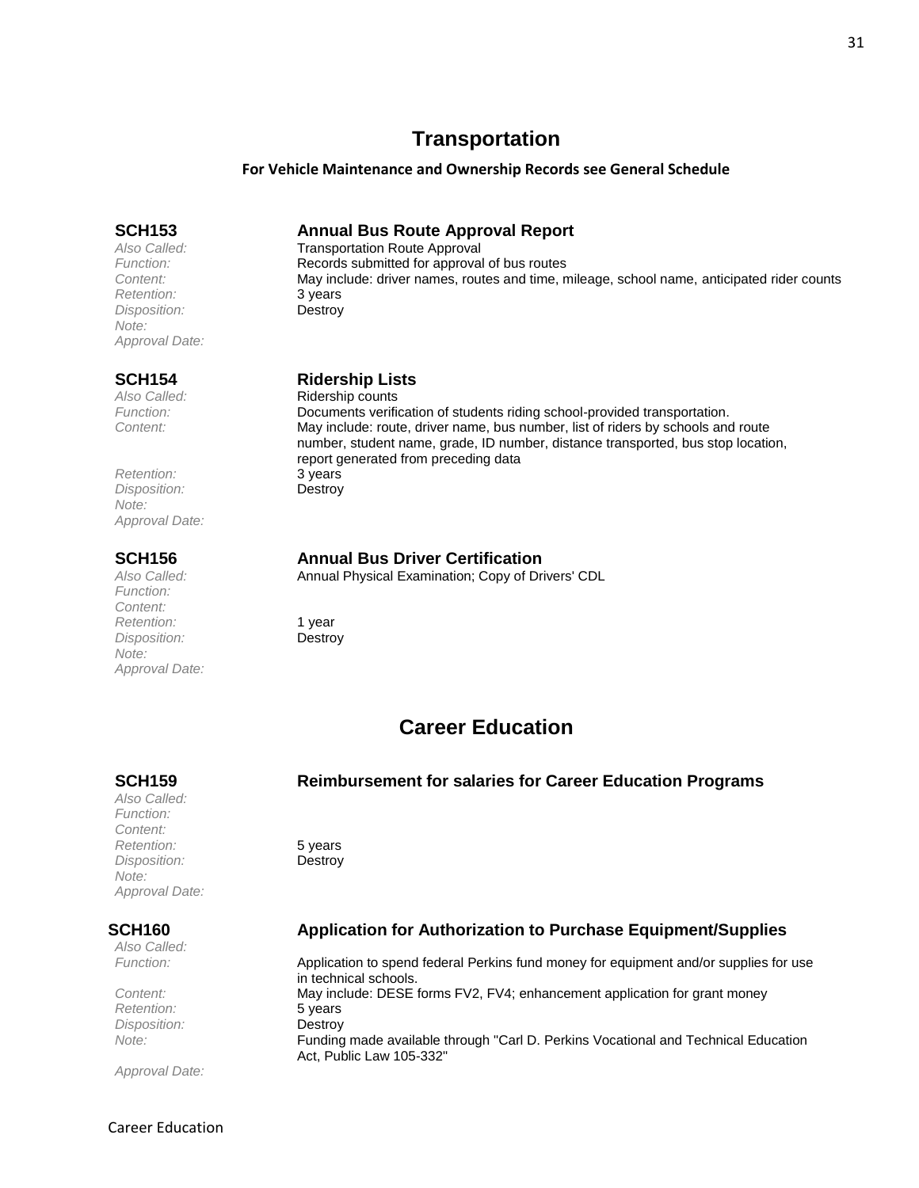## Transportation

**For Vehicle Maintenance and Ownership Records see General Schedule**

### SCH153 Annual Bus Route Approval Report

*Also Called:* Transportation Route Approval
*Function:* Records submitted for approval of bus routes
*Content:* May include: driver names, routes and time, mileage, school name, anticipated rider counts
*Retention:* 3 years
*Disposition:* Destroy
*Note:*
*Approval Date:*

### SCH154 Ridership Lists

*Also Called:* Ridership counts
*Function:* Documents verification of students riding school-provided transportation.
*Content:* May include: route, driver name, bus number, list of riders by schools and route number, student name, grade, ID number, distance transported, bus stop location, report generated from preceding data
*Retention:* 3 years
*Disposition:* Destroy
*Note:*
*Approval Date:*

### SCH156 Annual Bus Driver Certification

*Also Called:* Annual Physical Examination; Copy of Drivers' CDL
*Function:*
*Content:*
*Retention:* 1 year
*Disposition:* Destroy
*Note:*
*Approval Date:*

## Career Education

### SCH159 Reimbursement for salaries for Career Education Programs

*Also Called:*
*Function:*
*Content:*
*Retention:* 5 years
*Disposition:* Destroy
*Note:*
*Approval Date:*

### SCH160 Application for Authorization to Purchase Equipment/Supplies

*Also Called:*
*Function:* Application to spend federal Perkins fund money for equipment and/or supplies for use in technical schools.
*Content:* May include: DESE forms FV2, FV4; enhancement application for grant money
*Retention:* 5 years
*Disposition:* Destroy
*Note:* Funding made available through "Carl D. Perkins Vocational and Technical Education Act, Public Law 105-332"
*Approval Date:*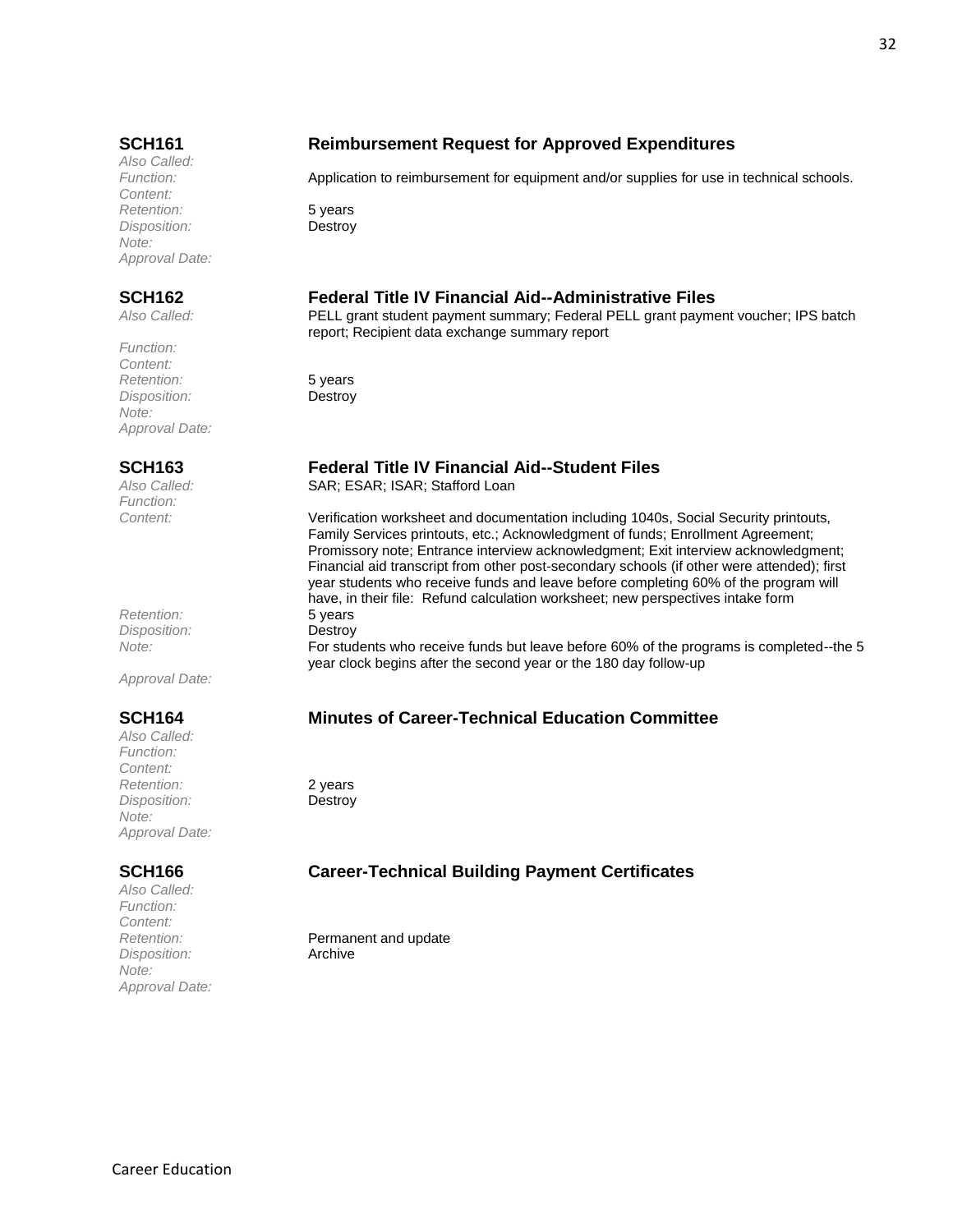## SCH161 Reimbursement Request for Approved Expenditures

*Also Called:*
*Function:* Application to reimbursement for equipment and/or supplies for use in technical schools.
*Content:*
*Retention:* 5 years
*Disposition:* Destroy
*Note:*
*Approval Date:*

## SCH162 Federal Title IV Financial Aid--Administrative Files

*Also Called:* PELL grant student payment summary; Federal PELL grant payment voucher; IPS batch report; Recipient data exchange summary report
*Function:*
*Content:*
*Retention:* 5 years
*Disposition:* Destroy
*Note:*
*Approval Date:*

## SCH163 Federal Title IV Financial Aid--Student Files

*Also Called:* SAR; ESAR; ISAR; Stafford Loan
*Function:*
*Content:* Verification worksheet and documentation including 1040s, Social Security printouts, Family Services printouts, etc.; Acknowledgment of funds; Enrollment Agreement; Promissory note; Entrance interview acknowledgment; Exit interview acknowledgment; Financial aid transcript from other post-secondary schools (if other were attended); first year students who receive funds and leave before completing 60% of the program will have, in their file: Refund calculation worksheet; new perspectives intake form
*Retention:* 5 years
*Disposition:* Destroy
*Note:* For students who receive funds but leave before 60% of the programs is completed--the 5 year clock begins after the second year or the 180 day follow-up
*Approval Date:*

## SCH164 Minutes of Career-Technical Education Committee

*Also Called:*
*Function:*
*Content:*
*Retention:* 2 years
*Disposition:* Destroy
*Note:*
*Approval Date:*

## SCH166 Career-Technical Building Payment Certificates

*Also Called:*
*Function:*
*Content:*
*Retention:* Permanent and update
*Disposition:* Archive
*Note:*
*Approval Date:*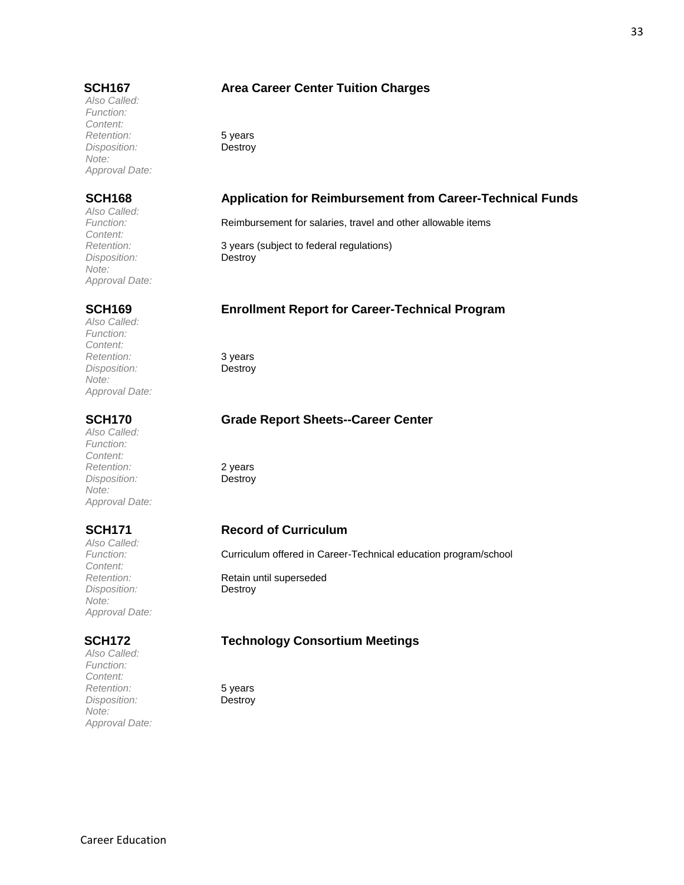### SCH167 Area Career Center Tuition Charges

*Also Called:*
*Function:*
*Content:*
*Retention:* 5 years
*Disposition:* Destroy
*Note:*
*Approval Date:*

### SCH168 Application for Reimbursement from Career-Technical Funds

*Also Called:*
*Function:* Reimbursement for salaries, travel and other allowable items
*Content:*
*Retention:* 3 years (subject to federal regulations)
*Disposition:* Destroy
*Note:*
*Approval Date:*

### SCH169 Enrollment Report for Career-Technical Program

*Also Called:*
*Function:*
*Content:*
*Retention:* 3 years
*Disposition:* Destroy
*Note:*
*Approval Date:*

### SCH170 Grade Report Sheets--Career Center

*Also Called:*
*Function:*
*Content:*
*Retention:* 2 years
*Disposition:* Destroy
*Note:*
*Approval Date:*

### SCH171 Record of Curriculum

*Also Called:*
*Function:* Curriculum offered in Career-Technical education program/school
*Content:*
*Retention:* Retain until superseded
*Disposition:* Destroy
*Note:*
*Approval Date:*

### SCH172 Technology Consortium Meetings

*Also Called:*
*Function:*
*Content:*
*Retention:* 5 years
*Disposition:* Destroy
*Note:*
*Approval Date:*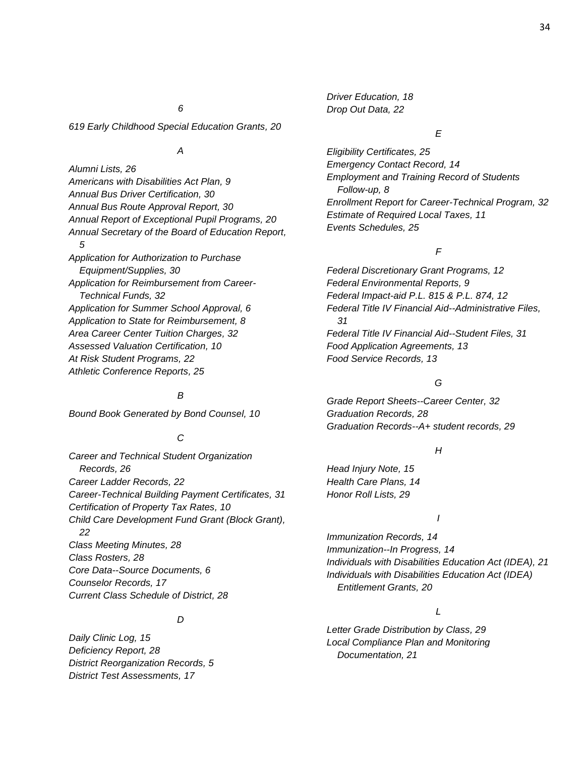*6*

*619 Early Childhood Special Education Grants, 20*

*A*

*Alumni Lists, 26*
*Americans with Disabilities Act Plan, 9*
*Annual Bus Driver Certification, 30*
*Annual Bus Route Approval Report, 30*
*Annual Report of Exceptional Pupil Programs, 20*
*Annual Secretary of the Board of Education Report, 5*
*Application for Authorization to Purchase Equipment/Supplies, 30*
*Application for Reimbursement from Career-Technical Funds, 32*
*Application for Summer School Approval, 6*
*Application to State for Reimbursement, 8*
*Area Career Center Tuition Charges, 32*
*Assessed Valuation Certification, 10*
*At Risk Student Programs, 22*
*Athletic Conference Reports, 25*

*B*

*Bound Book Generated by Bond Counsel, 10*

*C*

*Career and Technical Student Organization Records, 26*
*Career Ladder Records, 22*
*Career-Technical Building Payment Certificates, 31*
*Certification of Property Tax Rates, 10*
*Child Care Development Fund Grant (Block Grant), 22*
*Class Meeting Minutes, 28*
*Class Rosters, 28*
*Core Data--Source Documents, 6*
*Counselor Records, 17*
*Current Class Schedule of District, 28*

*D*

*Daily Clinic Log, 15*
*Deficiency Report, 28*
*District Reorganization Records, 5*
*District Test Assessments, 17*
*Driver Education, 18*
*Drop Out Data, 22*

*E*

*Eligibility Certificates, 25*
*Emergency Contact Record, 14*
*Employment and Training Record of Students Follow-up, 8*
*Enrollment Report for Career-Technical Program, 32*
*Estimate of Required Local Taxes, 11*
*Events Schedules, 25*

*F*

*Federal Discretionary Grant Programs, 12*
*Federal Environmental Reports, 9*
*Federal Impact-aid P.L. 815 & P.L. 874, 12*
*Federal Title IV Financial Aid--Administrative Files, 31*
*Federal Title IV Financial Aid--Student Files, 31*
*Food Application Agreements, 13*
*Food Service Records, 13*

*G*

*Grade Report Sheets--Career Center, 32*
*Graduation Records, 28*
*Graduation Records--A+ student records, 29*

*H*

*Head Injury Note, 15*
*Health Care Plans, 14*
*Honor Roll Lists, 29*

*I*

*Immunization Records, 14*
*Immunization--In Progress, 14*
*Individuals with Disabilities Education Act (IDEA), 21*
*Individuals with Disabilities Education Act (IDEA) Entitlement Grants, 20*

*L*

*Letter Grade Distribution by Class, 29*
*Local Compliance Plan and Monitoring Documentation, 21*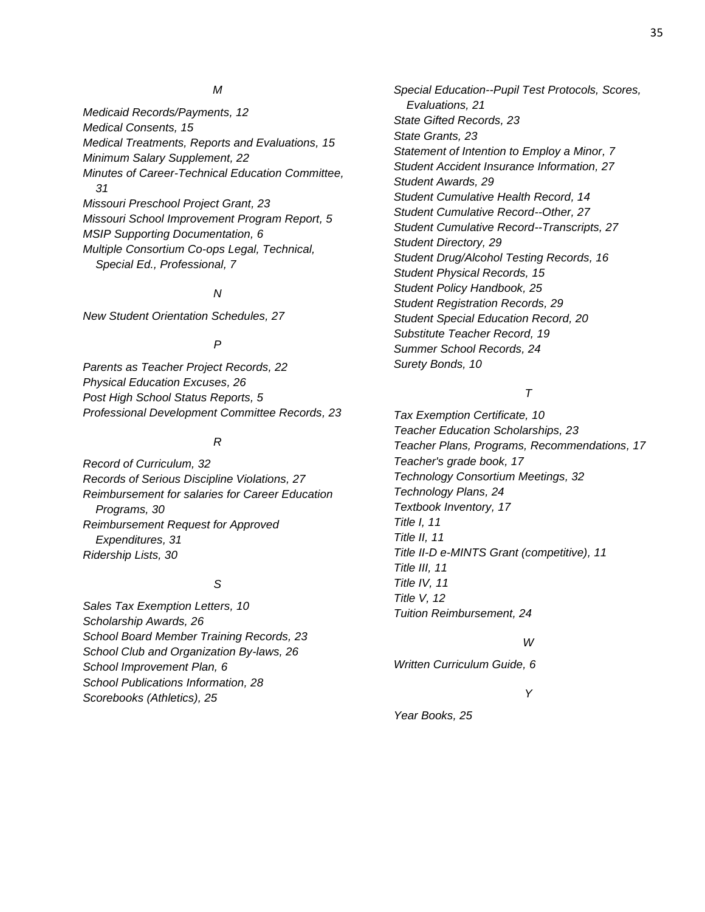*M*

*Medicaid Records/Payments, 12*
*Medical Consents, 15*
*Medical Treatments, Reports and Evaluations, 15*
*Minimum Salary Supplement, 22*
*Minutes of Career-Technical Education Committee, 31*
*Missouri Preschool Project Grant, 23*
*Missouri School Improvement Program Report, 5*
*MSIP Supporting Documentation, 6*
*Multiple Consortium Co-ops Legal, Technical, Special Ed., Professional, 7*

*N*

*New Student Orientation Schedules, 27*

*P*

*Parents as Teacher Project Records, 22*
*Physical Education Excuses, 26*
*Post High School Status Reports, 5*
*Professional Development Committee Records, 23*

*R*

*Record of Curriculum, 32*
*Records of Serious Discipline Violations, 27*
*Reimbursement for salaries for Career Education Programs, 30*
*Reimbursement Request for Approved Expenditures, 31*
*Ridership Lists, 30*

*S*

*Sales Tax Exemption Letters, 10*
*Scholarship Awards, 26*
*School Board Member Training Records, 23*
*School Club and Organization By-laws, 26*
*School Improvement Plan, 6*
*School Publications Information, 28*
*Scorebooks (Athletics), 25*
*Special Education--Pupil Test Protocols, Scores, Evaluations, 21*
*State Gifted Records, 23*
*State Grants, 23*
*Statement of Intention to Employ a Minor, 7*
*Student Accident Insurance Information, 27*
*Student Awards, 29*
*Student Cumulative Health Record, 14*
*Student Cumulative Record--Other, 27*
*Student Cumulative Record--Transcripts, 27*
*Student Directory, 29*
*Student Drug/Alcohol Testing Records, 16*
*Student Physical Records, 15*
*Student Policy Handbook, 25*
*Student Registration Records, 29*
*Student Special Education Record, 20*
*Substitute Teacher Record, 19*
*Summer School Records, 24*
*Surety Bonds, 10*

*T*

*Tax Exemption Certificate, 10*
*Teacher Education Scholarships, 23*
*Teacher Plans, Programs, Recommendations, 17*
*Teacher's grade book, 17*
*Technology Consortium Meetings, 32*
*Technology Plans, 24*
*Textbook Inventory, 17*
*Title I, 11*
*Title II, 11*
*Title II-D e-MINTS Grant (competitive), 11*
*Title III, 11*
*Title IV, 11*
*Title V, 12*
*Tuition Reimbursement, 24*

*W*

*Written Curriculum Guide, 6*

*Y*

*Year Books, 25*